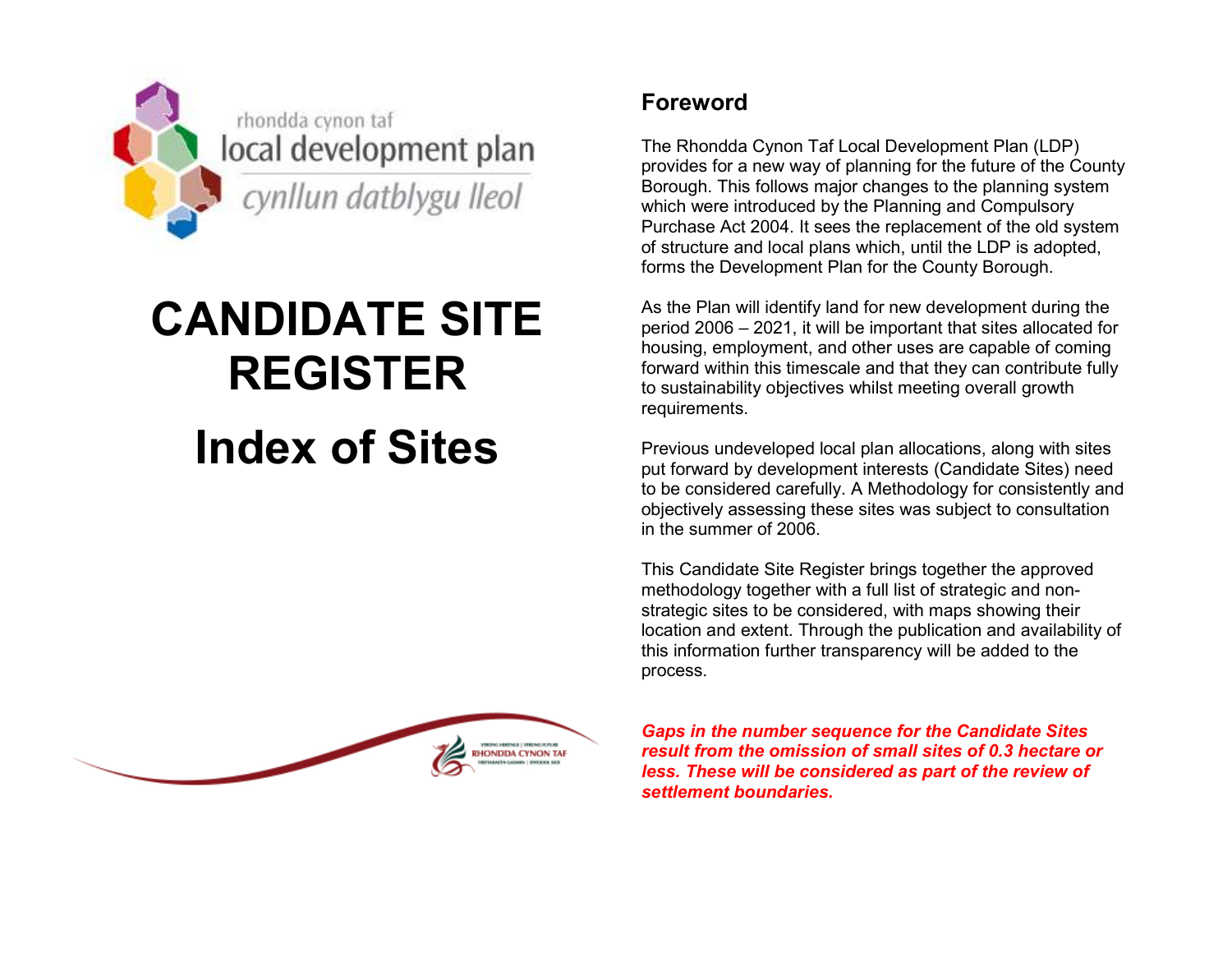rhondda cynon taf
local development plan
cynllun datblygu lleol

# CANDIDATE SITE REGISTER

# Index of Sites

## Foreword

The Rhondda Cynon Taf Local Development Plan (LDP) provides for a new way of planning for the future of the County Borough. This follows major changes to the planning system which were introduced by the Planning and Compulsory Purchase Act 2004. It sees the replacement of the old system of structure and local plans which, until the LDP is adopted, forms the Development Plan for the County Borough.

As the Plan will identify land for new development during the period 2006 – 2021, it will be important that sites allocated for housing, employment, and other uses are capable of coming forward within this timescale and that they can contribute fully to sustainability objectives whilst meeting overall growth requirements.

Previous undeveloped local plan allocations, along with sites put forward by development interests (Candidate Sites) need to be considered carefully. A Methodology for consistently and objectively assessing these sites was subject to consultation in the summer of 2006.

This Candidate Site Register brings together the approved methodology together with a full list of strategic and non-strategic sites to be considered, with maps showing their location and extent. Through the publication and availability of this information further transparency will be added to the process.

***Gaps in the number sequence for the Candidate Sites result from the omission of small sites of 0.3 hectare or less. These will be considered as part of the review of settlement boundaries.***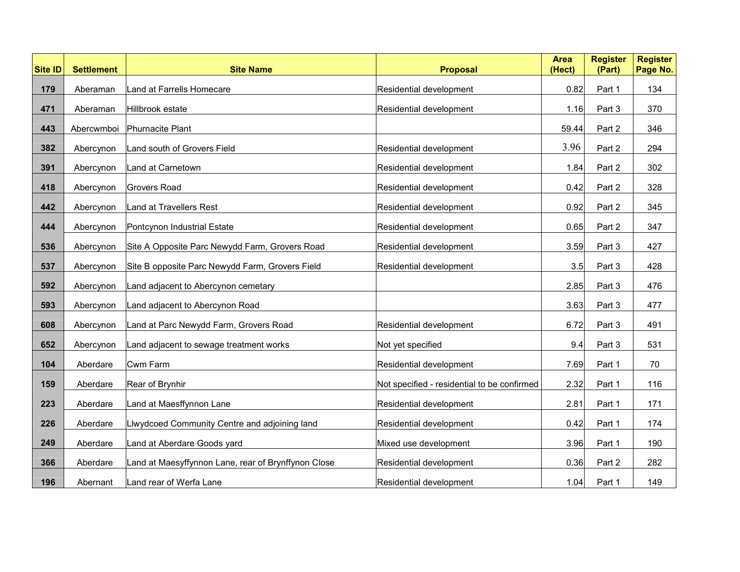| Site ID | Settlement | Site Name | Proposal | Area (Hect) | Register (Part) | Register Page No. |
|---|---|---|---|---|---|---|
| 179 | Aberaman | Land at Farrells Homecare | Residential development | 0.82 | Part 1 | 134 |
| 471 | Aberaman | Hillbrook estate | Residential development | 1.16 | Part 3 | 370 |
| 443 | Abercwmboi | Phurnacite Plant | | 59.44 | Part 2 | 346 |
| 382 | Abercynon | Land south of Grovers Field | Residential development | 3.96 | Part 2 | 294 |
| 391 | Abercynon | Land at Carnetown | Residential development | 1.84 | Part 2 | 302 |
| 418 | Abercynon | Grovers Road | Residential development | 0.42 | Part 2 | 328 |
| 442 | Abercynon | Land at Travellers Rest | Residential development | 0.92 | Part 2 | 345 |
| 444 | Abercynon | Pontcynon Industrial Estate | Residential development | 0.65 | Part 2 | 347 |
| 536 | Abercynon | Site A Opposite Parc Newydd Farm, Grovers Road | Residential development | 3.59 | Part 3 | 427 |
| 537 | Abercynon | Site B opposite Parc Newydd Farm, Grovers Field | Residential development | 3.5 | Part 3 | 428 |
| 592 | Abercynon | Land adjacent to Abercynon cemetary | | 2.85 | Part 3 | 476 |
| 593 | Abercynon | Land adjacent to Abercynon Road | | 3.63 | Part 3 | 477 |
| 608 | Abercynon | Land at Parc Newydd Farm, Grovers Road | Residential development | 6.72 | Part 3 | 491 |
| 652 | Abercynon | Land adjacent to sewage treatment works | Not yet specified | 9.4 | Part 3 | 531 |
| 104 | Aberdare | Cwm Farm | Residential development | 7.69 | Part 1 | 70 |
| 159 | Aberdare | Rear of Brynhir | Not specified - residential to be confirmed | 2.32 | Part 1 | 116 |
| 223 | Aberdare | Land at Maesffynnon Lane | Residential development | 2.81 | Part 1 | 171 |
| 226 | Aberdare | Llwydcoed Community Centre and adjoining land | Residential development | 0.42 | Part 1 | 174 |
| 249 | Aberdare | Land at Aberdare Goods yard | Mixed use development | 3.96 | Part 1 | 190 |
| 366 | Aberdare | Land at Maesyffynnon Lane, rear of Brynffynon Close | Residential development | 0.36 | Part 2 | 282 |
| 196 | Abernant | Land rear of Werfa Lane | Residential development | 1.04 | Part 1 | 149 |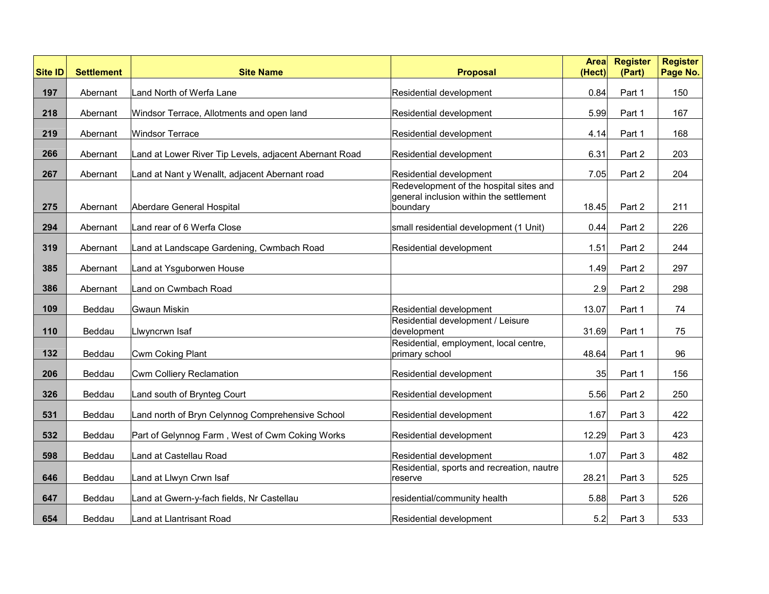| Site ID | Settlement | Site Name | Proposal | Area (Hect) | Register (Part) | Register Page No. |
|---|---|---|---|---|---|---|
| 197 | Abernant | Land North of Werfa Lane | Residential development | 0.84 | Part 1 | 150 |
| 218 | Abernant | Windsor Terrace, Allotments and open land | Residential development | 5.99 | Part 1 | 167 |
| 219 | Abernant | Windsor Terrace | Residential development | 4.14 | Part 1 | 168 |
| 266 | Abernant | Land at Lower River Tip Levels, adjacent Abernant Road | Residential development | 6.31 | Part 2 | 203 |
| 267 | Abernant | Land at Nant y Wenallt, adjacent Abernant road | Residential development | 7.05 | Part 2 | 204 |
| 275 | Abernant | Aberdare General Hospital | Redevelopment of the hospital sites and general inclusion within the settlement boundary | 18.45 | Part 2 | 211 |
| 294 | Abernant | Land rear of 6 Werfa Close | small residential development (1 Unit) | 0.44 | Part 2 | 226 |
| 319 | Abernant | Land at Landscape Gardening, Cwmbach Road | Residential development | 1.51 | Part 2 | 244 |
| 385 | Abernant | Land at Ysguborwen House | | 1.49 | Part 2 | 297 |
| 386 | Abernant | Land on Cwmbach Road | | 2.9 | Part 2 | 298 |
| 109 | Beddau | Gwaun Miskin | Residential development | 13.07 | Part 1 | 74 |
| 110 | Beddau | Llwyncrwn Isaf | Residential development / Leisure development | 31.69 | Part 1 | 75 |
| 132 | Beddau | Cwm Coking Plant | Residential, employment, local centre, primary school | 48.64 | Part 1 | 96 |
| 206 | Beddau | Cwm Colliery Reclamation | Residential development | 35 | Part 1 | 156 |
| 326 | Beddau | Land south of Brynteg Court | Residential development | 5.56 | Part 2 | 250 |
| 531 | Beddau | Land north of Bryn Celynnog Comprehensive School | Residential development | 1.67 | Part 3 | 422 |
| 532 | Beddau | Part of Gelynnog Farm , West of Cwm Coking Works | Residential development | 12.29 | Part 3 | 423 |
| 598 | Beddau | Land at Castellau Road | Residential development | 1.07 | Part 3 | 482 |
| 646 | Beddau | Land at Llwyn Crwn Isaf | Residential, sports and recreation, nautre reserve | 28.21 | Part 3 | 525 |
| 647 | Beddau | Land at Gwern-y-fach fields, Nr Castellau | residential/community health | 5.88 | Part 3 | 526 |
| 654 | Beddau | Land at Llantrisant Road | Residential development | 5.2 | Part 3 | 533 |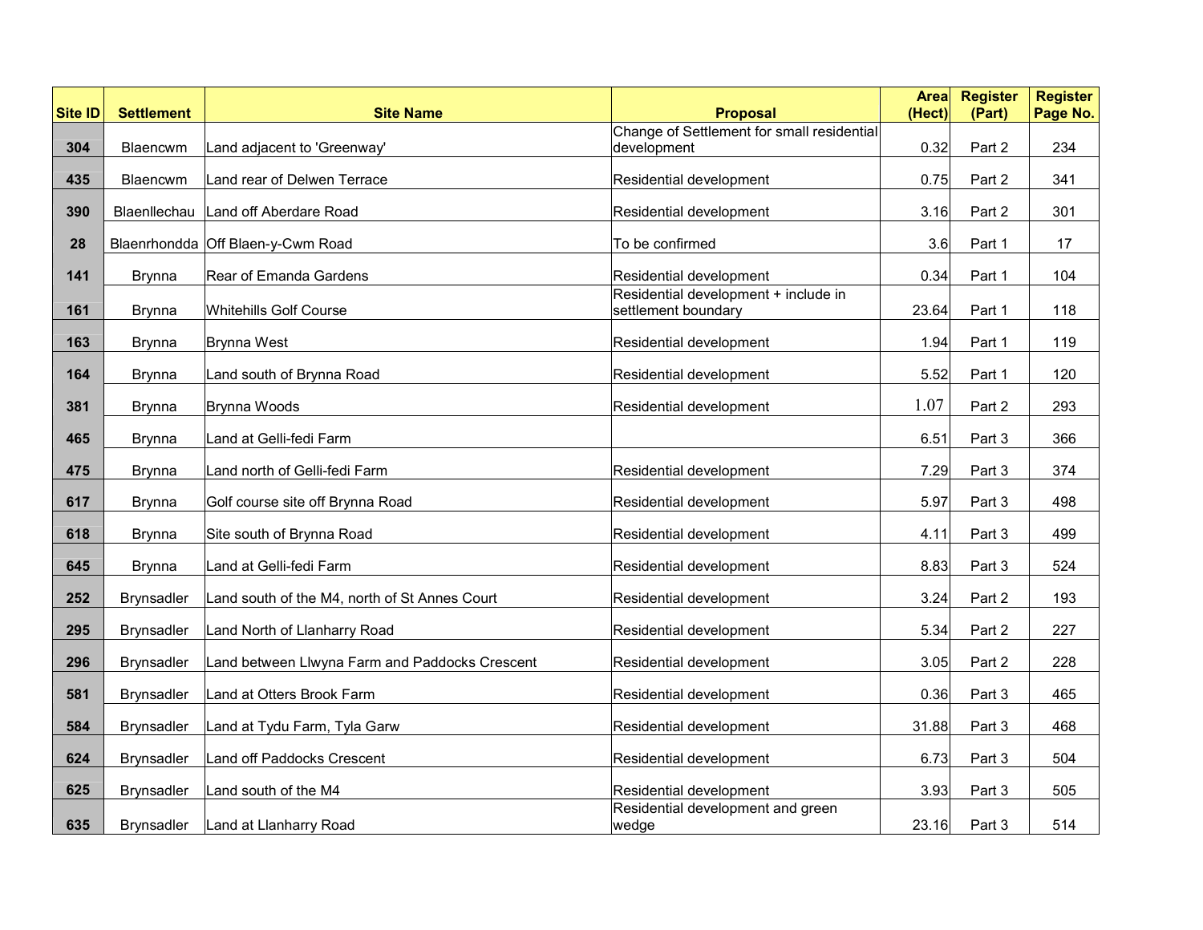| Site ID | Settlement | Site Name | Proposal | Area (Hect) | Register (Part) | Register Page No. |
|---|---|---|---|---|---|---|
| 304 | Blaencwm | Land adjacent to 'Greenway' | Change of Settlement for small residential development | 0.32 | Part 2 | 234 |
| 435 | Blaencwm | Land rear of Delwen Terrace | Residential development | 0.75 | Part 2 | 341 |
| 390 | Blaenllechau | Land off Aberdare Road | Residential development | 3.16 | Part 2 | 301 |
| 28 | Blaenrhondda | Off Blaen-y-Cwm Road | To be confirmed | 3.6 | Part 1 | 17 |
| 141 | Brynna | Rear of Emanda Gardens | Residential development | 0.34 | Part 1 | 104 |
| 161 | Brynna | Whitehills Golf Course | Residential development + include in settlement boundary | 23.64 | Part 1 | 118 |
| 163 | Brynna | Brynna West | Residential development | 1.94 | Part 1 | 119 |
| 164 | Brynna | Land south of Brynna Road | Residential development | 5.52 | Part 1 | 120 |
| 381 | Brynna | Brynna Woods | Residential development | 1.07 | Part 2 | 293 |
| 465 | Brynna | Land at Gelli-fedi Farm | | 6.51 | Part 3 | 366 |
| 475 | Brynna | Land north of Gelli-fedi Farm | Residential development | 7.29 | Part 3 | 374 |
| 617 | Brynna | Golf course site off Brynna Road | Residential development | 5.97 | Part 3 | 498 |
| 618 | Brynna | Site south of Brynna Road | Residential development | 4.11 | Part 3 | 499 |
| 645 | Brynna | Land at Gelli-fedi Farm | Residential development | 8.83 | Part 3 | 524 |
| 252 | Brynsadler | Land south of the M4, north of St Annes Court | Residential development | 3.24 | Part 2 | 193 |
| 295 | Brynsadler | Land North of Llanharry Road | Residential development | 5.34 | Part 2 | 227 |
| 296 | Brynsadler | Land between Llwyna Farm and Paddocks Crescent | Residential development | 3.05 | Part 2 | 228 |
| 581 | Brynsadler | Land at Otters Brook Farm | Residential development | 0.36 | Part 3 | 465 |
| 584 | Brynsadler | Land at Tydu Farm, Tyla Garw | Residential development | 31.88 | Part 3 | 468 |
| 624 | Brynsadler | Land off Paddocks Crescent | Residential development | 6.73 | Part 3 | 504 |
| 625 | Brynsadler | Land south of the M4 | Residential development | 3.93 | Part 3 | 505 |
| 635 | Brynsadler | Land at Llanharry Road | Residential development and green wedge | 23.16 | Part 3 | 514 |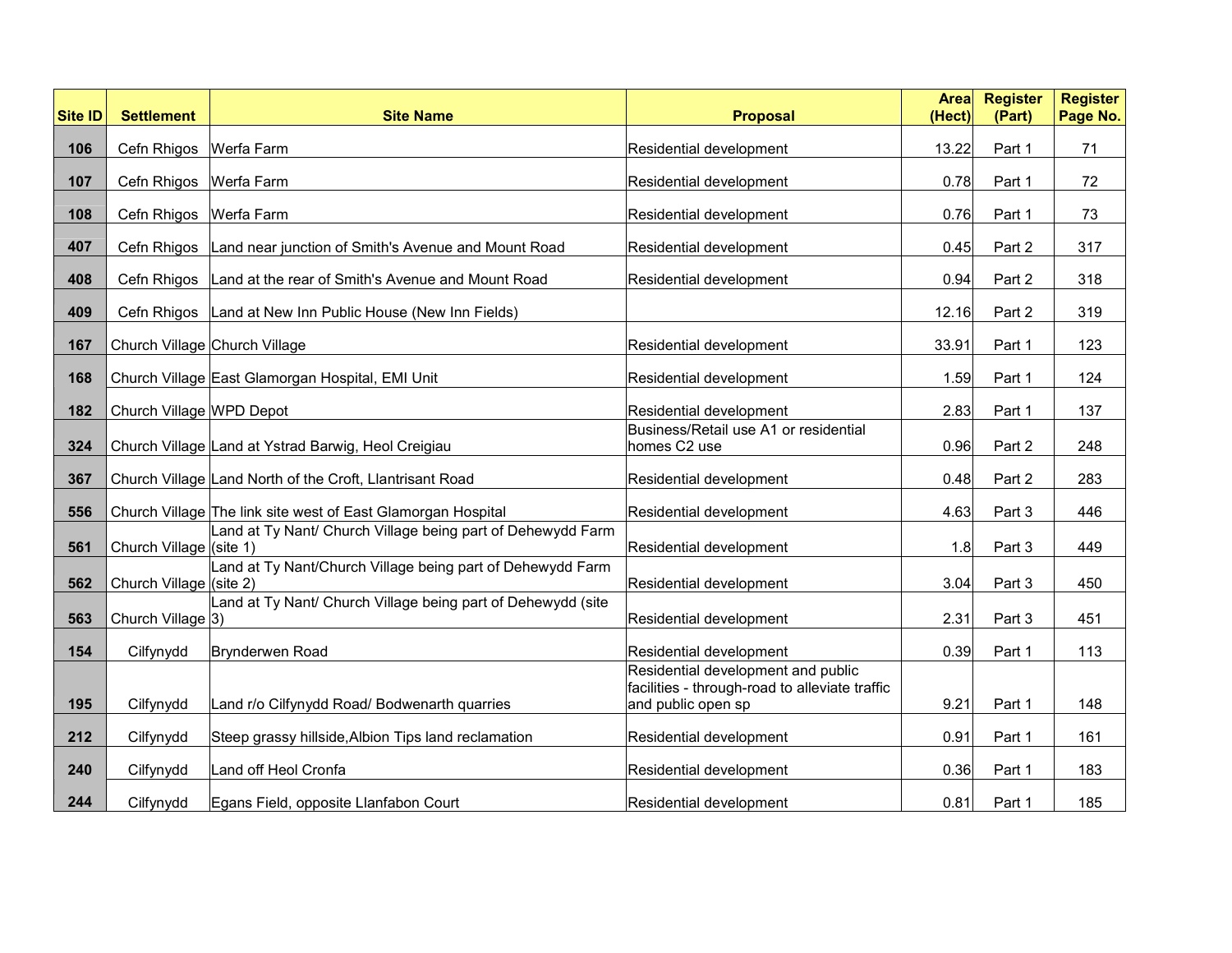| Site ID | Settlement | Site Name | Proposal | Area (Hect) | Register (Part) | Register Page No. |
|---|---|---|---|---|---|---|
| 106 | Cefn Rhigos | Werfa Farm | Residential development | 13.22 | Part 1 | 71 |
| 107 | Cefn Rhigos | Werfa Farm | Residential development | 0.78 | Part 1 | 72 |
| 108 | Cefn Rhigos | Werfa Farm | Residential development | 0.76 | Part 1 | 73 |
| 407 | Cefn Rhigos | Land near junction of Smith's Avenue and Mount Road | Residential development | 0.45 | Part 2 | 317 |
| 408 | Cefn Rhigos | Land at the rear of Smith's Avenue and Mount Road | Residential development | 0.94 | Part 2 | 318 |
| 409 | Cefn Rhigos | Land at New Inn Public House (New Inn Fields) | | 12.16 | Part 2 | 319 |
| 167 | Church Village | Church Village | Residential development | 33.91 | Part 1 | 123 |
| 168 | Church Village | East Glamorgan Hospital, EMI Unit | Residential development | 1.59 | Part 1 | 124 |
| 182 | Church Village | WPD Depot | Residential development | 2.83 | Part 1 | 137 |
| 324 | Church Village | Land at Ystrad Barwig, Heol Creigiau | Business/Retail use A1 or residential homes C2 use | 0.96 | Part 2 | 248 |
| 367 | Church Village | Land North of the Croft, Llantrisant Road | Residential development | 0.48 | Part 2 | 283 |
| 556 | Church Village | The link site west of East Glamorgan Hospital | Residential development | 4.63 | Part 3 | 446 |
| 561 | Church Village | Land at Ty Nant/ Church Village being part of Dehewydd Farm (site 1) | Residential development | 1.8 | Part 3 | 449 |
| 562 | Church Village | Land at Ty Nant/Church Village being part of Dehewydd Farm (site 2) | Residential development | 3.04 | Part 3 | 450 |
| 563 | Church Village | Land at Ty Nant/ Church Village being part of Dehewydd (site 3) | Residential development | 2.31 | Part 3 | 451 |
| 154 | Cilfynydd | Brynderwen Road | Residential development | 0.39 | Part 1 | 113 |
| 195 | Cilfynydd | Land r/o Cilfynydd Road/ Bodwenarth quarries | Residential development and public facilities - through-road to alleviate traffic and public open sp | 9.21 | Part 1 | 148 |
| 212 | Cilfynydd | Steep grassy hillside,Albion Tips land reclamation | Residential development | 0.91 | Part 1 | 161 |
| 240 | Cilfynydd | Land off Heol Cronfa | Residential development | 0.36 | Part 1 | 183 |
| 244 | Cilfynydd | Egans Field, opposite Llanfabon Court | Residential development | 0.81 | Part 1 | 185 |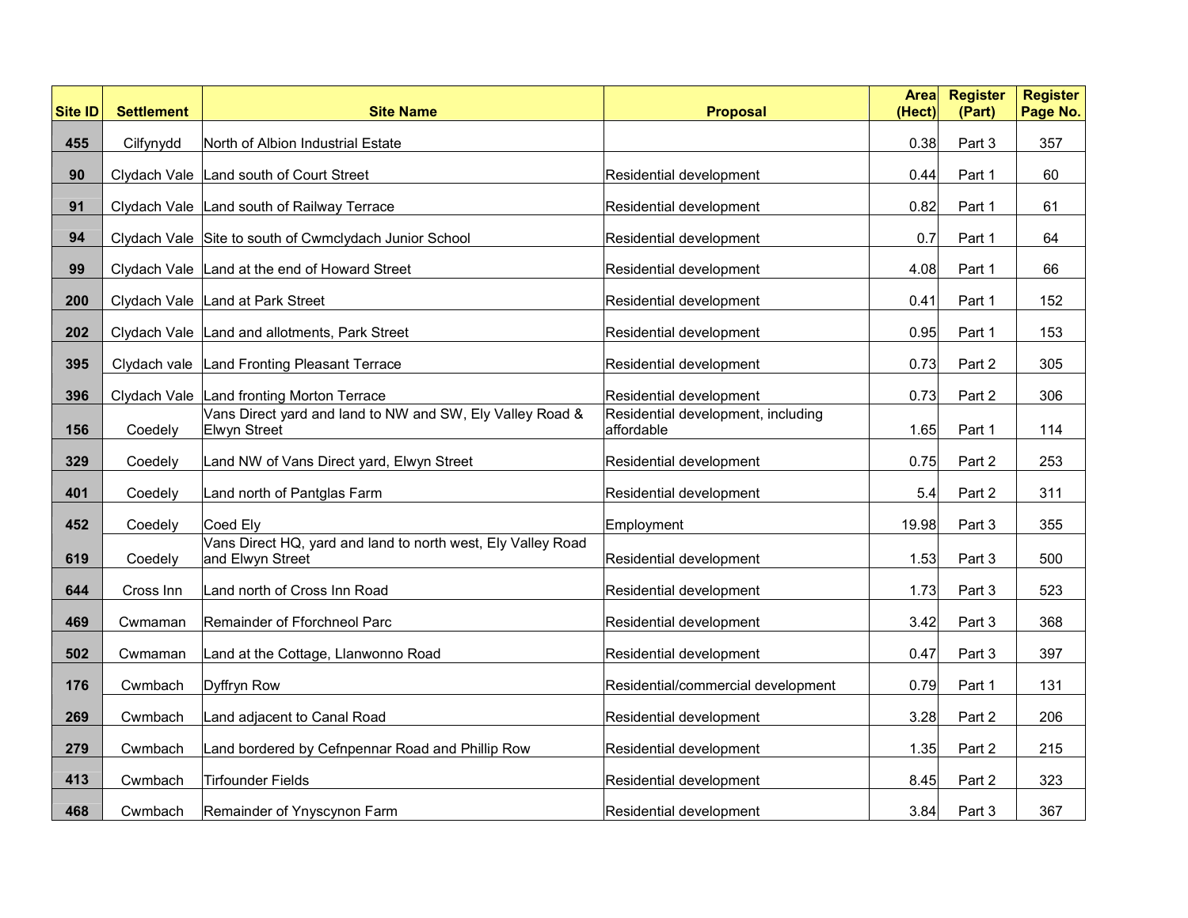| Site ID | Settlement | Site Name | Proposal | Area (Hect) | Register (Part) | Register Page No. |
|---|---|---|---|---|---|---|
| 455 | Cilfynydd | North of Albion Industrial Estate | | 0.38 | Part 3 | 357 |
| 90 | Clydach Vale | Land south of Court Street | Residential development | 0.44 | Part 1 | 60 |
| 91 | Clydach Vale | Land south of Railway Terrace | Residential development | 0.82 | Part 1 | 61 |
| 94 | Clydach Vale | Site to south of Cwmclydach Junior School | Residential development | 0.7 | Part 1 | 64 |
| 99 | Clydach Vale | Land at the end of Howard Street | Residential development | 4.08 | Part 1 | 66 |
| 200 | Clydach Vale | Land at Park Street | Residential development | 0.41 | Part 1 | 152 |
| 202 | Clydach Vale | Land and allotments, Park Street | Residential development | 0.95 | Part 1 | 153 |
| 395 | Clydach vale | Land Fronting Pleasant Terrace | Residential development | 0.73 | Part 2 | 305 |
| 396 | Clydach Vale | Land fronting Morton Terrace | Residential development | 0.73 | Part 2 | 306 |
| 156 | Coedely | Vans Direct yard and land to NW and SW, Ely Valley Road & Elwyn Street | Residential development, including affordable | 1.65 | Part 1 | 114 |
| 329 | Coedely | Land NW of Vans Direct yard, Elwyn Street | Residential development | 0.75 | Part 2 | 253 |
| 401 | Coedely | Land north of Pantglas Farm | Residential development | 5.4 | Part 2 | 311 |
| 452 | Coedely | Coed Ely | Employment | 19.98 | Part 3 | 355 |
| 619 | Coedely | Vans Direct HQ, yard and land to north west, Ely Valley Road and Elwyn Street | Residential development | 1.53 | Part 3 | 500 |
| 644 | Cross Inn | Land north of Cross Inn Road | Residential development | 1.73 | Part 3 | 523 |
| 469 | Cwmaman | Remainder of Fforchneol Parc | Residential development | 3.42 | Part 3 | 368 |
| 502 | Cwmaman | Land at the Cottage, Llanwonno Road | Residential development | 0.47 | Part 3 | 397 |
| 176 | Cwmbach | Dyffryn Row | Residential/commercial development | 0.79 | Part 1 | 131 |
| 269 | Cwmbach | Land adjacent to Canal Road | Residential development | 3.28 | Part 2 | 206 |
| 279 | Cwmbach | Land bordered by Cefnpennar Road and Phillip Row | Residential development | 1.35 | Part 2 | 215 |
| 413 | Cwmbach | Tirfounder Fields | Residential development | 8.45 | Part 2 | 323 |
| 468 | Cwmbach | Remainder of Ynyscynon Farm | Residential development | 3.84 | Part 3 | 367 |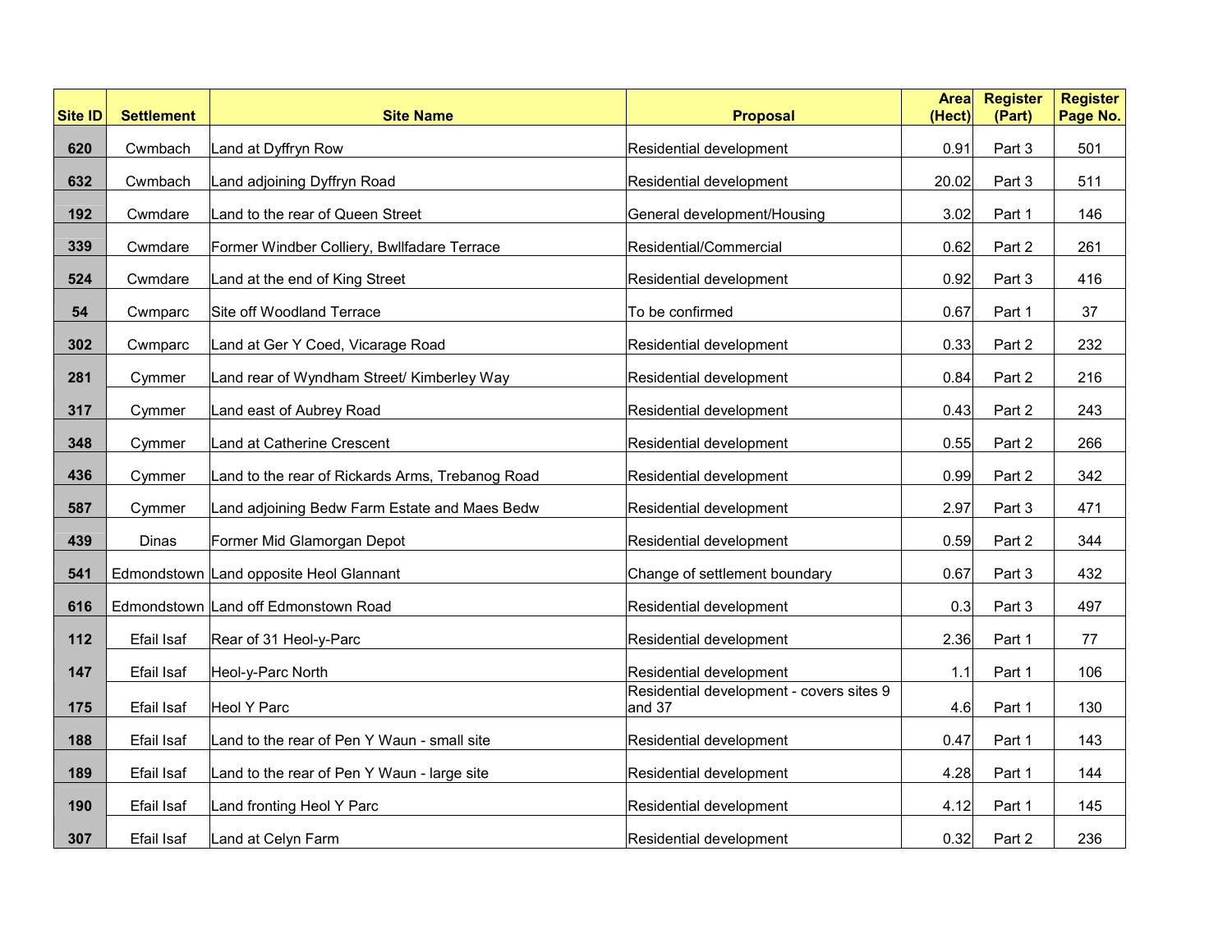| Site ID | Settlement | Site Name | Proposal | Area (Hect) | Register (Part) | Register Page No. |
|---|---|---|---|---|---|---|
| 620 | Cwmbach | Land at Dyffryn Row | Residential development | 0.91 | Part 3 | 501 |
| 632 | Cwmbach | Land adjoining Dyffryn Road | Residential development | 20.02 | Part 3 | 511 |
| 192 | Cwmdare | Land to the rear of Queen Street | General development/Housing | 3.02 | Part 1 | 146 |
| 339 | Cwmdare | Former Windber Colliery, Bwllfadare Terrace | Residential/Commercial | 0.62 | Part 2 | 261 |
| 524 | Cwmdare | Land at the end of King Street | Residential development | 0.92 | Part 3 | 416 |
| 54 | Cwmparc | Site off Woodland Terrace | To be confirmed | 0.67 | Part 1 | 37 |
| 302 | Cwmparc | Land at Ger Y Coed, Vicarage Road | Residential development | 0.33 | Part 2 | 232 |
| 281 | Cymmer | Land rear of Wyndham Street/ Kimberley Way | Residential development | 0.84 | Part 2 | 216 |
| 317 | Cymmer | Land east of Aubrey Road | Residential development | 0.43 | Part 2 | 243 |
| 348 | Cymmer | Land at Catherine Crescent | Residential development | 0.55 | Part 2 | 266 |
| 436 | Cymmer | Land to the rear of Rickards Arms, Trebanog Road | Residential development | 0.99 | Part 2 | 342 |
| 587 | Cymmer | Land adjoining Bedw Farm Estate and Maes Bedw | Residential development | 2.97 | Part 3 | 471 |
| 439 | Dinas | Former Mid Glamorgan Depot | Residential development | 0.59 | Part 2 | 344 |
| 541 | Edmondstown | Land opposite Heol Glannant | Change of settlement boundary | 0.67 | Part 3 | 432 |
| 616 | Edmondstown | Land off Edmonstown Road | Residential development | 0.3 | Part 3 | 497 |
| 112 | Efail Isaf | Rear of 31 Heol-y-Parc | Residential development | 2.36 | Part 1 | 77 |
| 147 | Efail Isaf | Heol-y-Parc North | Residential development | 1.1 | Part 1 | 106 |
| 175 | Efail Isaf | Heol Y Parc | Residential development - covers sites 9 and 37 | 4.6 | Part 1 | 130 |
| 188 | Efail Isaf | Land to the rear of Pen Y Waun - small site | Residential development | 0.47 | Part 1 | 143 |
| 189 | Efail Isaf | Land to the rear of Pen Y Waun - large site | Residential development | 4.28 | Part 1 | 144 |
| 190 | Efail Isaf | Land fronting Heol Y Parc | Residential development | 4.12 | Part 1 | 145 |
| 307 | Efail Isaf | Land at Celyn Farm | Residential development | 0.32 | Part 2 | 236 |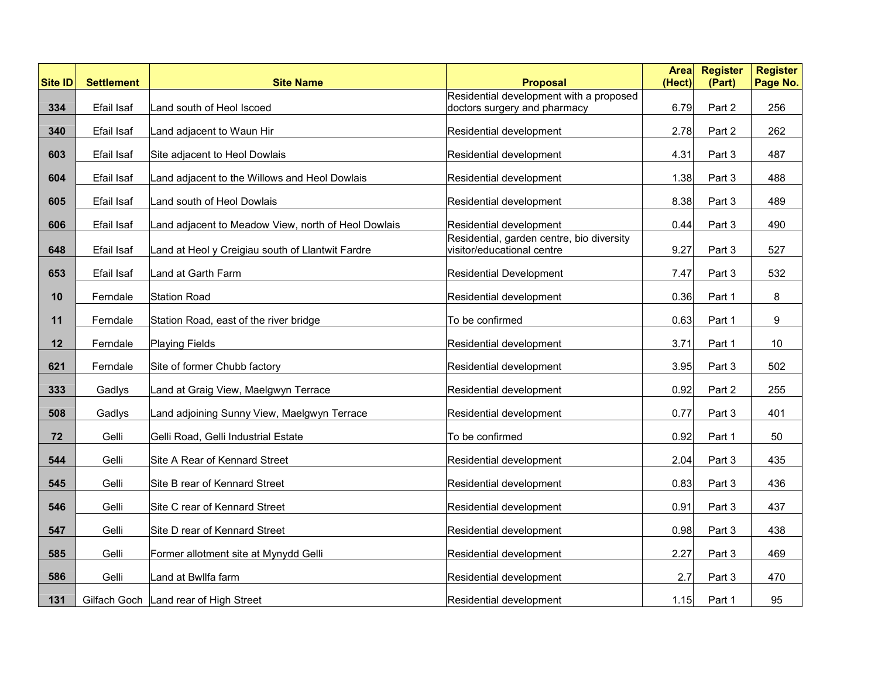| Site ID | Settlement | Site Name | Proposal | Area (Hect) | Register (Part) | Register Page No. |
|---|---|---|---|---|---|---|
| 334 | Efail Isaf | Land south of Heol Iscoed | Residential development with a proposed doctors surgery and pharmacy | 6.79 | Part 2 | 256 |
| 340 | Efail Isaf | Land adjacent to Waun Hir | Residential development | 2.78 | Part 2 | 262 |
| 603 | Efail Isaf | Site adjacent to Heol Dowlais | Residential development | 4.31 | Part 3 | 487 |
| 604 | Efail Isaf | Land adjacent to the Willows and Heol Dowlais | Residential development | 1.38 | Part 3 | 488 |
| 605 | Efail Isaf | Land south of Heol Dowlais | Residential development | 8.38 | Part 3 | 489 |
| 606 | Efail Isaf | Land adjacent to Meadow View, north of Heol Dowlais | Residential development | 0.44 | Part 3 | 490 |
| 648 | Efail Isaf | Land at Heol y Creigiau south of Llantwit Fardre | Residential, garden centre, bio diversity visitor/educational centre | 9.27 | Part 3 | 527 |
| 653 | Efail Isaf | Land at Garth Farm | Residential Development | 7.47 | Part 3 | 532 |
| 10 | Ferndale | Station Road | Residential development | 0.36 | Part 1 | 8 |
| 11 | Ferndale | Station Road, east of the river bridge | To be confirmed | 0.63 | Part 1 | 9 |
| 12 | Ferndale | Playing Fields | Residential development | 3.71 | Part 1 | 10 |
| 621 | Ferndale | Site of former Chubb factory | Residential development | 3.95 | Part 3 | 502 |
| 333 | Gadlys | Land at Graig View, Maelgwyn Terrace | Residential development | 0.92 | Part 2 | 255 |
| 508 | Gadlys | Land adjoining Sunny View, Maelgwyn Terrace | Residential development | 0.77 | Part 3 | 401 |
| 72 | Gelli | Gelli Road, Gelli Industrial Estate | To be confirmed | 0.92 | Part 1 | 50 |
| 544 | Gelli | Site A Rear of Kennard Street | Residential development | 2.04 | Part 3 | 435 |
| 545 | Gelli | Site B rear of Kennard Street | Residential development | 0.83 | Part 3 | 436 |
| 546 | Gelli | Site C rear of Kennard Street | Residential development | 0.91 | Part 3 | 437 |
| 547 | Gelli | Site D rear of Kennard Street | Residential development | 0.98 | Part 3 | 438 |
| 585 | Gelli | Former allotment site at Mynydd Gelli | Residential development | 2.27 | Part 3 | 469 |
| 586 | Gelli | Land at Bwllfa farm | Residential development | 2.7 | Part 3 | 470 |
| 131 | Gilfach Goch | Land rear of High Street | Residential development | 1.15 | Part 1 | 95 |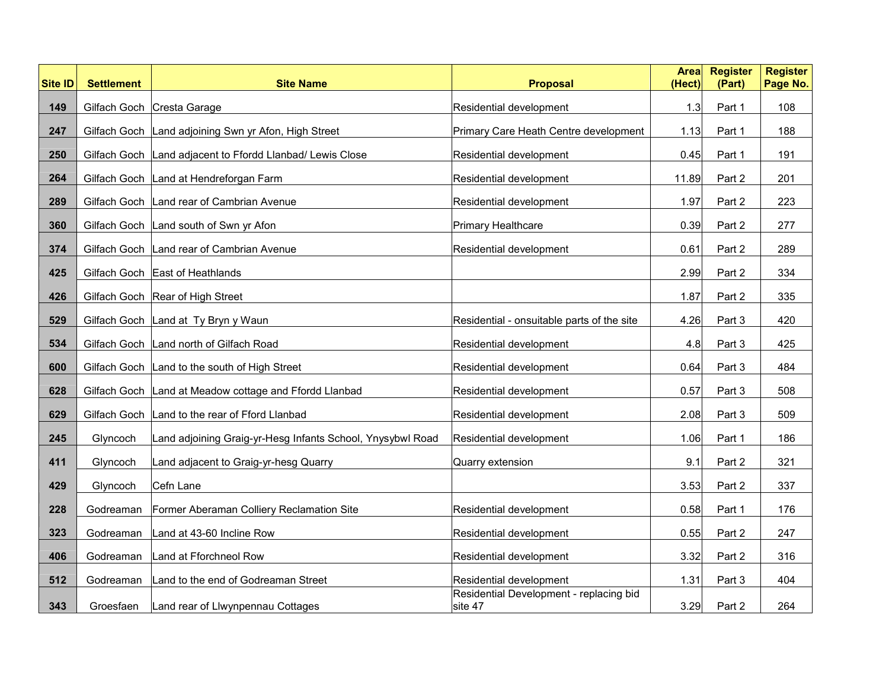| Site ID | Settlement | Site Name | Proposal | Area (Hect) | Register (Part) | Register Page No. |
|---|---|---|---|---|---|---|
| 149 | Gilfach Goch | Cresta Garage | Residential development | 1.3 | Part 1 | 108 |
| 247 | Gilfach Goch | Land adjoining Swn yr Afon, High Street | Primary Care Heath Centre development | 1.13 | Part 1 | 188 |
| 250 | Gilfach Goch | Land adjacent to Ffordd Llanbad/ Lewis Close | Residential development | 0.45 | Part 1 | 191 |
| 264 | Gilfach Goch | Land at Hendreforgan Farm | Residential development | 11.89 | Part 2 | 201 |
| 289 | Gilfach Goch | Land rear of Cambrian Avenue | Residential development | 1.97 | Part 2 | 223 |
| 360 | Gilfach Goch | Land south of Swn yr Afon | Primary Healthcare | 0.39 | Part 2 | 277 |
| 374 | Gilfach Goch | Land rear of Cambrian Avenue | Residential development | 0.61 | Part 2 | 289 |
| 425 | Gilfach Goch | East of Heathlands | | 2.99 | Part 2 | 334 |
| 426 | Gilfach Goch | Rear of High Street | | 1.87 | Part 2 | 335 |
| 529 | Gilfach Goch | Land at Ty Bryn y Waun | Residential - onsuitable parts of the site | 4.26 | Part 3 | 420 |
| 534 | Gilfach Goch | Land north of Gilfach Road | Residential development | 4.8 | Part 3 | 425 |
| 600 | Gilfach Goch | Land to the south of High Street | Residential development | 0.64 | Part 3 | 484 |
| 628 | Gilfach Goch | Land at Meadow cottage and Ffordd Llanbad | Residential development | 0.57 | Part 3 | 508 |
| 629 | Gilfach Goch | Land to the rear of Fford Llanbad | Residential development | 2.08 | Part 3 | 509 |
| 245 | Glyncoch | Land adjoining Graig-yr-Hesg Infants School, Ynysybwl Road | Residential development | 1.06 | Part 1 | 186 |
| 411 | Glyncoch | Land adjacent to Graig-yr-hesg Quarry | Quarry extension | 9.1 | Part 2 | 321 |
| 429 | Glyncoch | Cefn Lane | | 3.53 | Part 2 | 337 |
| 228 | Godreaman | Former Aberaman Colliery Reclamation Site | Residential development | 0.58 | Part 1 | 176 |
| 323 | Godreaman | Land at 43-60 Incline Row | Residential development | 0.55 | Part 2 | 247 |
| 406 | Godreaman | Land at Fforchneol Row | Residential development | 3.32 | Part 2 | 316 |
| 512 | Godreaman | Land to the end of Godreaman Street | Residential development | 1.31 | Part 3 | 404 |
| 343 | Groesfaen | Land rear of Llwynpennau Cottages | Residential Development - replacing bid site 47 | 3.29 | Part 2 | 264 |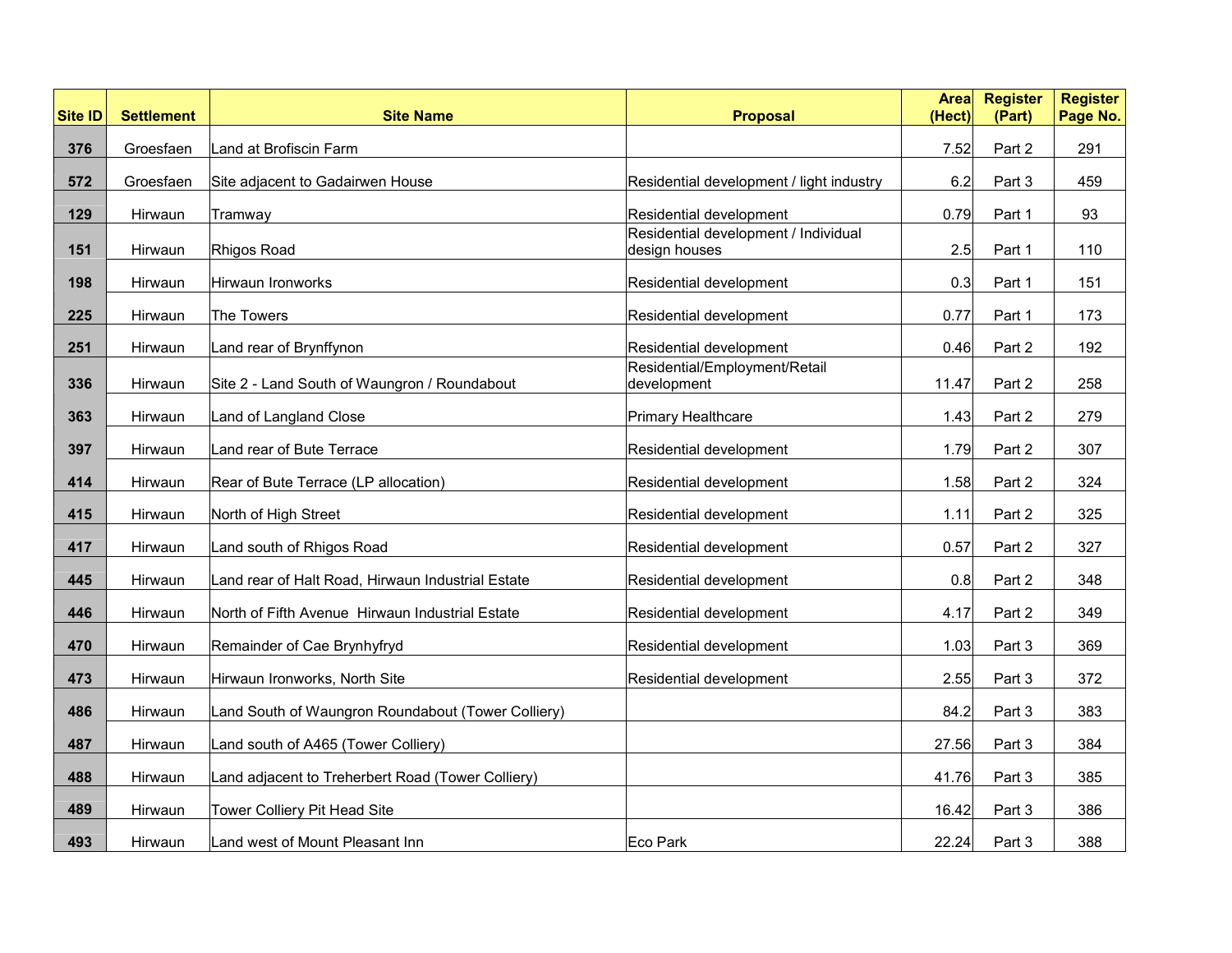| Site ID | Settlement | Site Name | Proposal | Area (Hect) | Register (Part) | Register Page No. |
|---|---|---|---|---|---|---|
| 376 | Groesfaen | Land at Brofiscin Farm | | 7.52 | Part 2 | 291 |
| 572 | Groesfaen | Site adjacent to Gadairwen House | Residential development / light industry | 6.2 | Part 3 | 459 |
| 129 | Hirwaun | Tramway | Residential development | 0.79 | Part 1 | 93 |
| 151 | Hirwaun | Rhigos Road | Residential development / Individual design houses | 2.5 | Part 1 | 110 |
| 198 | Hirwaun | Hirwaun Ironworks | Residential development | 0.3 | Part 1 | 151 |
| 225 | Hirwaun | The Towers | Residential development | 0.77 | Part 1 | 173 |
| 251 | Hirwaun | Land rear of Brynffynon | Residential development | 0.46 | Part 2 | 192 |
| 336 | Hirwaun | Site 2 - Land South of Waungron / Roundabout | Residential/Employment/Retail development | 11.47 | Part 2 | 258 |
| 363 | Hirwaun | Land of Langland Close | Primary Healthcare | 1.43 | Part 2 | 279 |
| 397 | Hirwaun | Land rear of Bute Terrace | Residential development | 1.79 | Part 2 | 307 |
| 414 | Hirwaun | Rear of Bute Terrace (LP allocation) | Residential development | 1.58 | Part 2 | 324 |
| 415 | Hirwaun | North of High Street | Residential development | 1.11 | Part 2 | 325 |
| 417 | Hirwaun | Land south of Rhigos Road | Residential development | 0.57 | Part 2 | 327 |
| 445 | Hirwaun | Land rear of Halt Road, Hirwaun Industrial Estate | Residential development | 0.8 | Part 2 | 348 |
| 446 | Hirwaun | North of Fifth Avenue  Hirwaun Industrial Estate | Residential development | 4.17 | Part 2 | 349 |
| 470 | Hirwaun | Remainder of Cae Brynhyfryd | Residential development | 1.03 | Part 3 | 369 |
| 473 | Hirwaun | Hirwaun Ironworks, North Site | Residential development | 2.55 | Part 3 | 372 |
| 486 | Hirwaun | Land South of Waungron Roundabout (Tower Colliery) | | 84.2 | Part 3 | 383 |
| 487 | Hirwaun | Land south of A465 (Tower Colliery) | | 27.56 | Part 3 | 384 |
| 488 | Hirwaun | Land adjacent to Treherbert Road (Tower Colliery) | | 41.76 | Part 3 | 385 |
| 489 | Hirwaun | Tower Colliery Pit Head Site | | 16.42 | Part 3 | 386 |
| 493 | Hirwaun | Land west of Mount Pleasant Inn | Eco Park | 22.24 | Part 3 | 388 |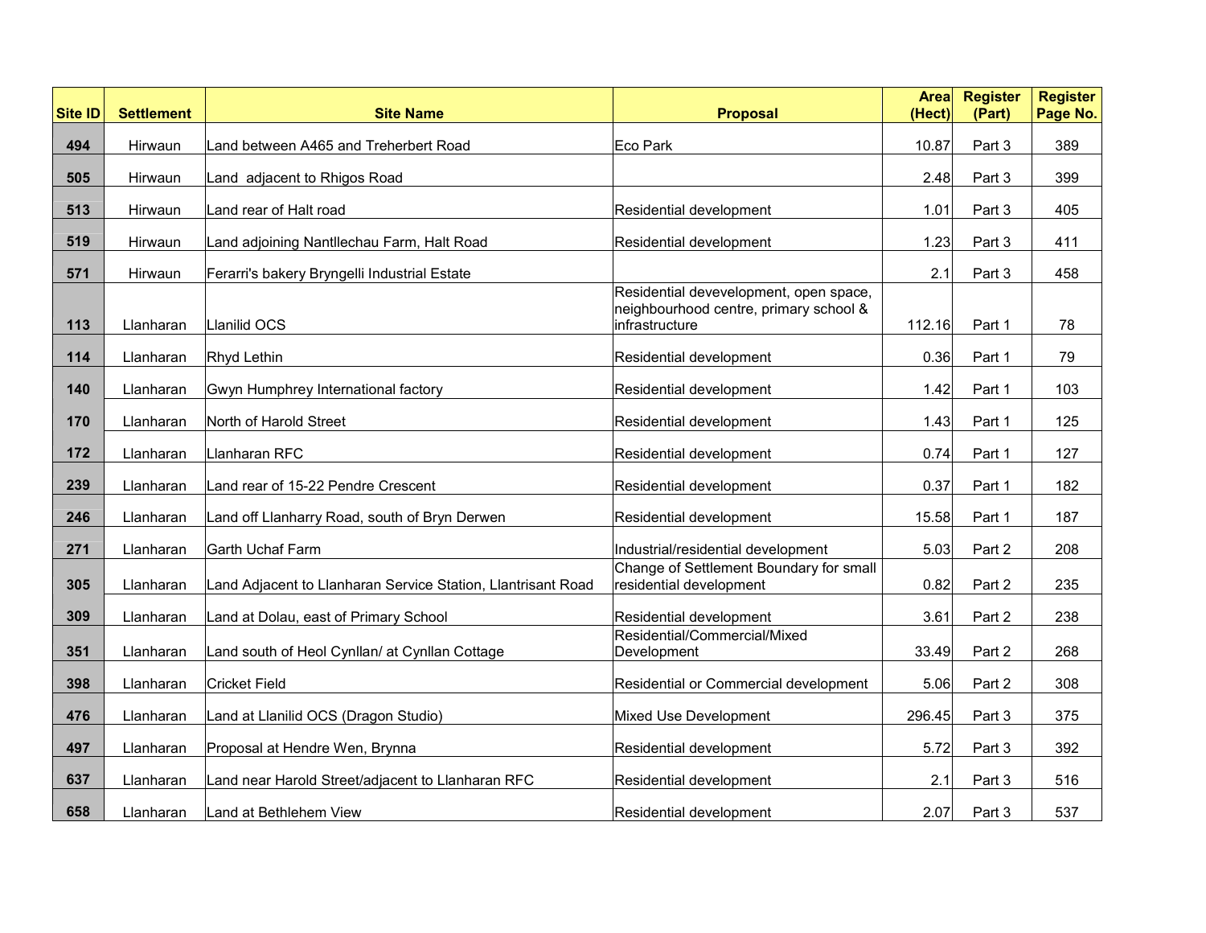| Site ID | Settlement | Site Name | Proposal | Area (Hect) | Register (Part) | Register Page No. |
|---|---|---|---|---|---|---|
| 494 | Hirwaun | Land between A465 and Treherbert Road | Eco Park | 10.87 | Part 3 | 389 |
| 505 | Hirwaun | Land  adjacent to Rhigos Road | | 2.48 | Part 3 | 399 |
| 513 | Hirwaun | Land rear of Halt road | Residential development | 1.01 | Part 3 | 405 |
| 519 | Hirwaun | Land adjoining Nantllechau Farm, Halt Road | Residential development | 1.23 | Part 3 | 411 |
| 571 | Hirwaun | Ferarri's bakery Bryngelli Industrial Estate | | 2.1 | Part 3 | 458 |
| 113 | Llanharan | Llanilid OCS | Residential devevelopment, open space, neighbourhood centre, primary school & infrastructure | 112.16 | Part 1 | 78 |
| 114 | Llanharan | Rhyd Lethin | Residential development | 0.36 | Part 1 | 79 |
| 140 | Llanharan | Gwyn Humphrey International factory | Residential development | 1.42 | Part 1 | 103 |
| 170 | Llanharan | North of Harold Street | Residential development | 1.43 | Part 1 | 125 |
| 172 | Llanharan | Llanharan RFC | Residential development | 0.74 | Part 1 | 127 |
| 239 | Llanharan | Land rear of 15-22 Pendre Crescent | Residential development | 0.37 | Part 1 | 182 |
| 246 | Llanharan | Land off Llanharry Road, south of Bryn Derwen | Residential development | 15.58 | Part 1 | 187 |
| 271 | Llanharan | Garth Uchaf Farm | Industrial/residential development | 5.03 | Part 2 | 208 |
| 305 | Llanharan | Land Adjacent to Llanharan Service Station, Llantrisant Road | Change of Settlement Boundary for small residential development | 0.82 | Part 2 | 235 |
| 309 | Llanharan | Land at Dolau, east of Primary School | Residential development | 3.61 | Part 2 | 238 |
| 351 | Llanharan | Land south of Heol Cynllan/ at Cynllan Cottage | Residential/Commercial/Mixed Development | 33.49 | Part 2 | 268 |
| 398 | Llanharan | Cricket Field | Residential or Commercial development | 5.06 | Part 2 | 308 |
| 476 | Llanharan | Land at Llanilid OCS (Dragon Studio) | Mixed Use Development | 296.45 | Part 3 | 375 |
| 497 | Llanharan | Proposal at Hendre Wen, Brynna | Residential development | 5.72 | Part 3 | 392 |
| 637 | Llanharan | Land near Harold Street/adjacent to Llanharan RFC | Residential development | 2.1 | Part 3 | 516 |
| 658 | Llanharan | Land at Bethlehem View | Residential development | 2.07 | Part 3 | 537 |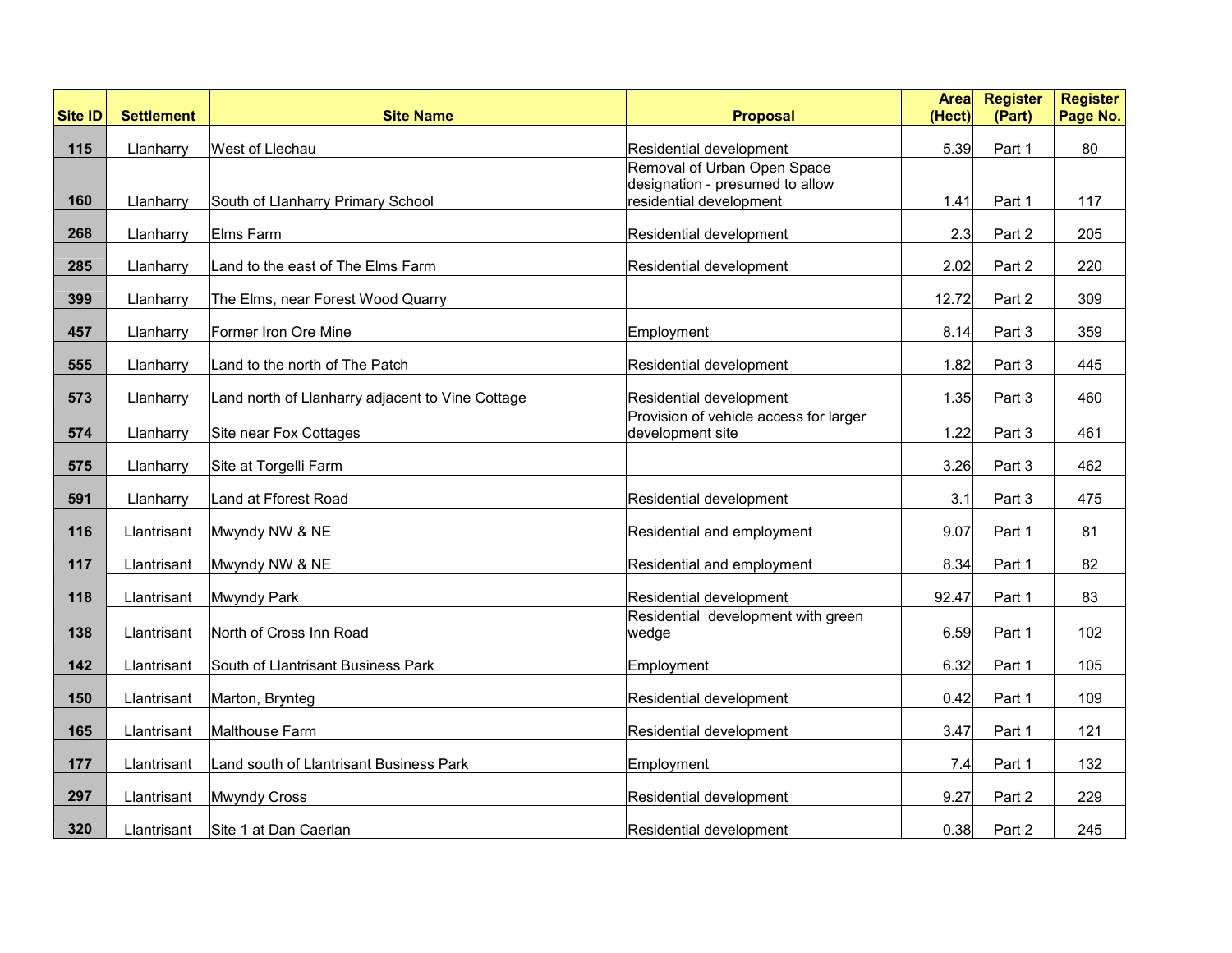| Site ID | Settlement | Site Name | Proposal | Area (Hect) | Register (Part) | Register Page No. |
|---|---|---|---|---|---|---|
| 115 | Llanharry | West of Llechau | Residential development | 5.39 | Part 1 | 80 |
| 160 | Llanharry | South of Llanharry Primary School | Removal of Urban Open Space designation - presumed to allow residential development | 1.41 | Part 1 | 117 |
| 268 | Llanharry | Elms Farm | Residential development | 2.3 | Part 2 | 205 |
| 285 | Llanharry | Land to the east of The Elms Farm | Residential development | 2.02 | Part 2 | 220 |
| 399 | Llanharry | The Elms, near Forest Wood Quarry | | 12.72 | Part 2 | 309 |
| 457 | Llanharry | Former Iron Ore Mine | Employment | 8.14 | Part 3 | 359 |
| 555 | Llanharry | Land to the north of The Patch | Residential development | 1.82 | Part 3 | 445 |
| 573 | Llanharry | Land north of Llanharry adjacent to Vine Cottage | Residential development | 1.35 | Part 3 | 460 |
| 574 | Llanharry | Site near Fox Cottages | Provision of vehicle access for larger development site | 1.22 | Part 3 | 461 |
| 575 | Llanharry | Site at Torgelli Farm | | 3.26 | Part 3 | 462 |
| 591 | Llanharry | Land at Fforest Road | Residential development | 3.1 | Part 3 | 475 |
| 116 | Llantrisant | Mwyndy NW & NE | Residential and employment | 9.07 | Part 1 | 81 |
| 117 | Llantrisant | Mwyndy NW & NE | Residential and employment | 8.34 | Part 1 | 82 |
| 118 | Llantrisant | Mwyndy Park | Residential development | 92.47 | Part 1 | 83 |
| 138 | Llantrisant | North of Cross Inn Road | Residential development with green wedge | 6.59 | Part 1 | 102 |
| 142 | Llantrisant | South of Llantrisant Business Park | Employment | 6.32 | Part 1 | 105 |
| 150 | Llantrisant | Marton, Brynteg | Residential development | 0.42 | Part 1 | 109 |
| 165 | Llantrisant | Malthouse Farm | Residential development | 3.47 | Part 1 | 121 |
| 177 | Llantrisant | Land south of Llantrisant Business Park | Employment | 7.4 | Part 1 | 132 |
| 297 | Llantrisant | Mwyndy Cross | Residential development | 9.27 | Part 2 | 229 |
| 320 | Llantrisant | Site 1 at Dan Caerlan | Residential development | 0.38 | Part 2 | 245 |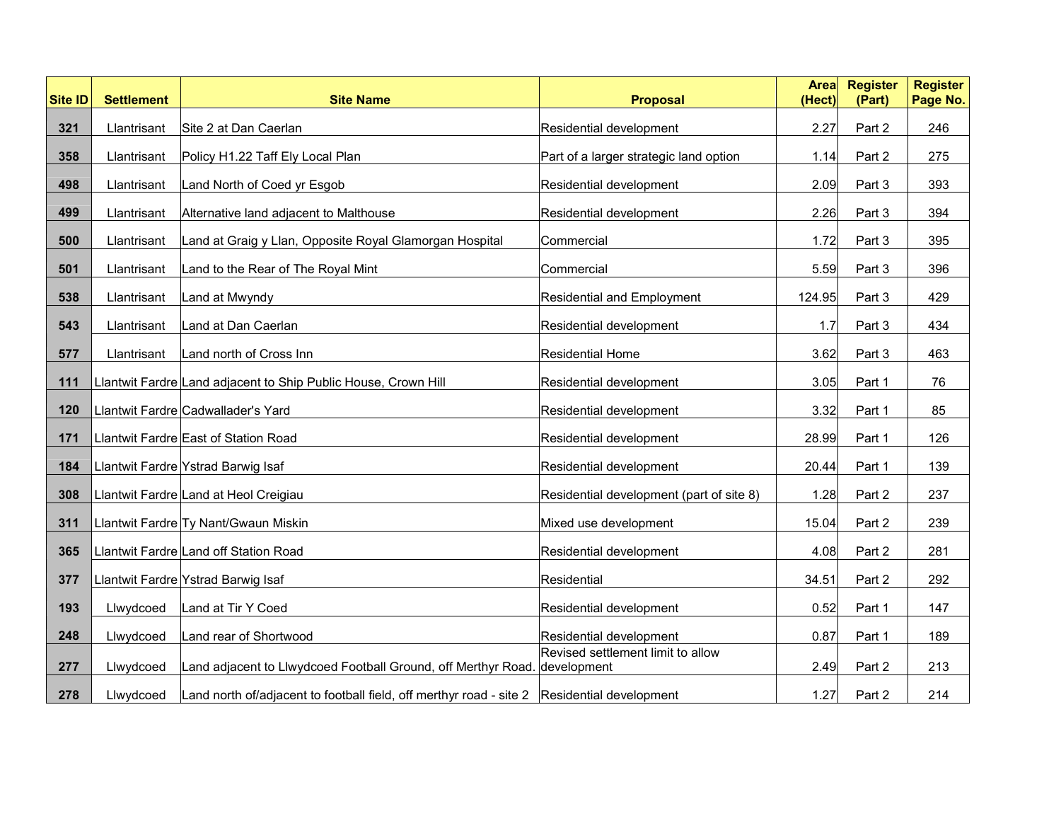| Site ID | Settlement | Site Name | Proposal | Area (Hect) | Register (Part) | Register Page No. |
|---|---|---|---|---|---|---|
| 321 | Llantrisant | Site 2 at Dan Caerlan | Residential development | 2.27 | Part 2 | 246 |
| 358 | Llantrisant | Policy H1.22 Taff Ely Local Plan | Part of a larger strategic land option | 1.14 | Part 2 | 275 |
| 498 | Llantrisant | Land North of Coed yr Esgob | Residential development | 2.09 | Part 3 | 393 |
| 499 | Llantrisant | Alternative land adjacent to Malthouse | Residential development | 2.26 | Part 3 | 394 |
| 500 | Llantrisant | Land at Graig y Llan, Opposite Royal Glamorgan Hospital | Commercial | 1.72 | Part 3 | 395 |
| 501 | Llantrisant | Land to the Rear of The Royal Mint | Commercial | 5.59 | Part 3 | 396 |
| 538 | Llantrisant | Land at Mwyndy | Residential and Employment | 124.95 | Part 3 | 429 |
| 543 | Llantrisant | Land at Dan Caerlan | Residential development | 1.7 | Part 3 | 434 |
| 577 | Llantrisant | Land north of Cross Inn | Residential Home | 3.62 | Part 3 | 463 |
| 111 | Llantwit Fardre | Land adjacent to Ship Public House, Crown Hill | Residential development | 3.05 | Part 1 | 76 |
| 120 | Llantwit Fardre | Cadwallader's Yard | Residential development | 3.32 | Part 1 | 85 |
| 171 | Llantwit Fardre | East of Station Road | Residential development | 28.99 | Part 1 | 126 |
| 184 | Llantwit Fardre | Ystrad Barwig Isaf | Residential development | 20.44 | Part 1 | 139 |
| 308 | Llantwit Fardre | Land at Heol Creigiau | Residential development (part of site 8) | 1.28 | Part 2 | 237 |
| 311 | Llantwit Fardre | Ty Nant/Gwaun Miskin | Mixed use development | 15.04 | Part 2 | 239 |
| 365 | Llantwit Fardre | Land off Station Road | Residential development | 4.08 | Part 2 | 281 |
| 377 | Llantwit Fardre | Ystrad Barwig Isaf | Residential | 34.51 | Part 2 | 292 |
| 193 | Llwydcoed | Land at Tir Y Coed | Residential development | 0.52 | Part 1 | 147 |
| 248 | Llwydcoed | Land rear of Shortwood | Residential development | 0.87 | Part 1 | 189 |
| 277 | Llwydcoed | Land adjacent to Llwydcoed Football Ground, off Merthyr Road. | Revised settlement limit to allow development | 2.49 | Part 2 | 213 |
| 278 | Llwydcoed | Land north of/adjacent to football field, off merthyr road - site 2 | Residential development | 1.27 | Part 2 | 214 |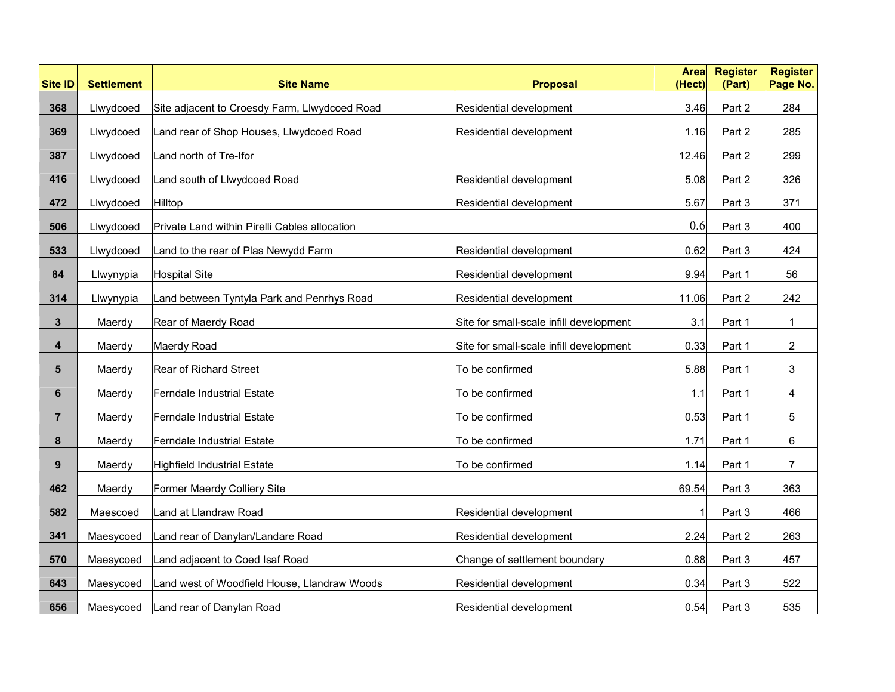| Site ID | Settlement | Site Name | Proposal | Area (Hect) | Register (Part) | Register Page No. |
|---|---|---|---|---|---|---|
| 368 | Llwydcoed | Site adjacent to Croesdy Farm, Llwydcoed Road | Residential development | 3.46 | Part 2 | 284 |
| 369 | Llwydcoed | Land rear of Shop Houses, Llwydcoed Road | Residential development | 1.16 | Part 2 | 285 |
| 387 | Llwydcoed | Land north of Tre-Ifor | | 12.46 | Part 2 | 299 |
| 416 | Llwydcoed | Land south of Llwydcoed Road | Residential development | 5.08 | Part 2 | 326 |
| 472 | Llwydcoed | Hilltop | Residential development | 5.67 | Part 3 | 371 |
| 506 | Llwydcoed | Private Land within Pirelli Cables allocation | | 0.6 | Part 3 | 400 |
| 533 | Llwydcoed | Land to the rear of Plas Newydd Farm | Residential development | 0.62 | Part 3 | 424 |
| 84 | Llwynypia | Hospital Site | Residential development | 9.94 | Part 1 | 56 |
| 314 | Llwynypia | Land between Tyntyla Park and Penrhys Road | Residential development | 11.06 | Part 2 | 242 |
| 3 | Maerdy | Rear of Maerdy Road | Site for small-scale infill development | 3.1 | Part 1 | 1 |
| 4 | Maerdy | Maerdy Road | Site for small-scale infill development | 0.33 | Part 1 | 2 |
| 5 | Maerdy | Rear of Richard Street | To be confirmed | 5.88 | Part 1 | 3 |
| 6 | Maerdy | Ferndale Industrial Estate | To be confirmed | 1.1 | Part 1 | 4 |
| 7 | Maerdy | Ferndale Industrial Estate | To be confirmed | 0.53 | Part 1 | 5 |
| 8 | Maerdy | Ferndale Industrial Estate | To be confirmed | 1.71 | Part 1 | 6 |
| 9 | Maerdy | Highfield Industrial Estate | To be confirmed | 1.14 | Part 1 | 7 |
| 462 | Maerdy | Former Maerdy Colliery Site | | 69.54 | Part 3 | 363 |
| 582 | Maescoed | Land at Llandraw Road | Residential development | 1 | Part 3 | 466 |
| 341 | Maesycoed | Land rear of Danylan/Landare Road | Residential development | 2.24 | Part 2 | 263 |
| 570 | Maesycoed | Land adjacent to Coed Isaf Road | Change of settlement boundary | 0.88 | Part 3 | 457 |
| 643 | Maesycoed | Land west of Woodfield House, Llandraw Woods | Residential development | 0.34 | Part 3 | 522 |
| 656 | Maesycoed | Land rear of Danylan Road | Residential development | 0.54 | Part 3 | 535 |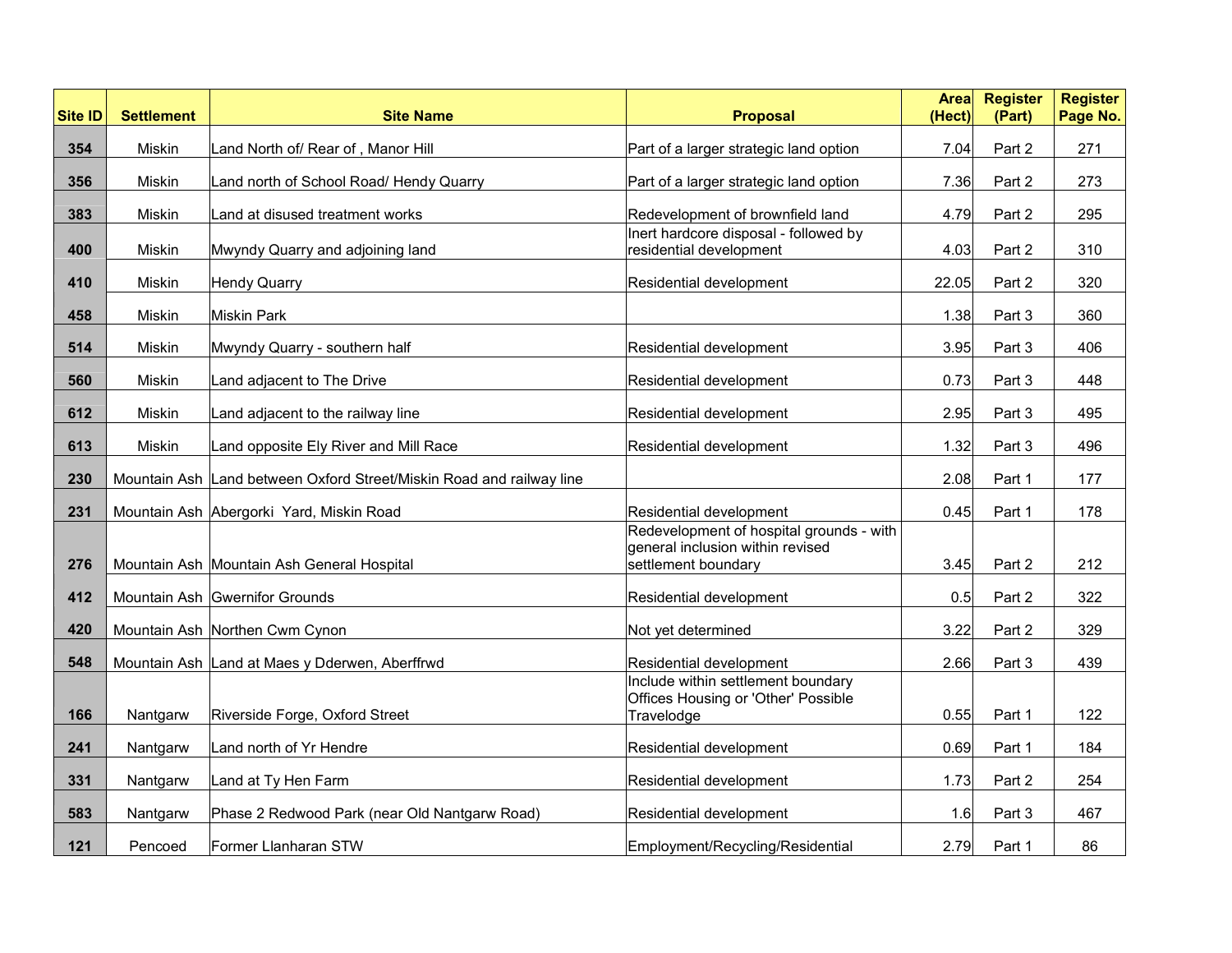| Site ID | Settlement | Site Name | Proposal | Area (Hect) | Register (Part) | Register Page No. |
|---|---|---|---|---|---|---|
| 354 | Miskin | Land North of/ Rear of , Manor Hill | Part of a larger strategic land option | 7.04 | Part 2 | 271 |
| 356 | Miskin | Land north of School Road/ Hendy Quarry | Part of a larger strategic land option | 7.36 | Part 2 | 273 |
| 383 | Miskin | Land at disused treatment works | Redevelopment of brownfield land | 4.79 | Part 2 | 295 |
| 400 | Miskin | Mwyndy Quarry and adjoining land | Inert hardcore disposal - followed by residential development | 4.03 | Part 2 | 310 |
| 410 | Miskin | Hendy Quarry | Residential development | 22.05 | Part 2 | 320 |
| 458 | Miskin | Miskin Park | | 1.38 | Part 3 | 360 |
| 514 | Miskin | Mwyndy Quarry - southern half | Residential development | 3.95 | Part 3 | 406 |
| 560 | Miskin | Land adjacent to The Drive | Residential development | 0.73 | Part 3 | 448 |
| 612 | Miskin | Land adjacent to the railway line | Residential development | 2.95 | Part 3 | 495 |
| 613 | Miskin | Land opposite Ely River and Mill Race | Residential development | 1.32 | Part 3 | 496 |
| 230 | Mountain Ash | Land between Oxford Street/Miskin Road and railway line | | 2.08 | Part 1 | 177 |
| 231 | Mountain Ash | Abergorki Yard, Miskin Road | Residential development | 0.45 | Part 1 | 178 |
| 276 | Mountain Ash | Mountain Ash General Hospital | Redevelopment of hospital grounds - with general inclusion within revised settlement boundary | 3.45 | Part 2 | 212 |
| 412 | Mountain Ash | Gwernifor Grounds | Residential development | 0.5 | Part 2 | 322 |
| 420 | Mountain Ash | Northen Cwm Cynon | Not yet determined | 3.22 | Part 2 | 329 |
| 548 | Mountain Ash | Land at Maes y Dderwen, Aberffrwd | Residential development | 2.66 | Part 3 | 439 |
| 166 | Nantgarw | Riverside Forge, Oxford Street | Include within settlement boundary Offices Housing or 'Other' Possible Travelodge | 0.55 | Part 1 | 122 |
| 241 | Nantgarw | Land north of Yr Hendre | Residential development | 0.69 | Part 1 | 184 |
| 331 | Nantgarw | Land at Ty Hen Farm | Residential development | 1.73 | Part 2 | 254 |
| 583 | Nantgarw | Phase 2 Redwood Park (near Old Nantgarw Road) | Residential development | 1.6 | Part 3 | 467 |
| 121 | Pencoed | Former Llanharan STW | Employment/Recycling/Residential | 2.79 | Part 1 | 86 |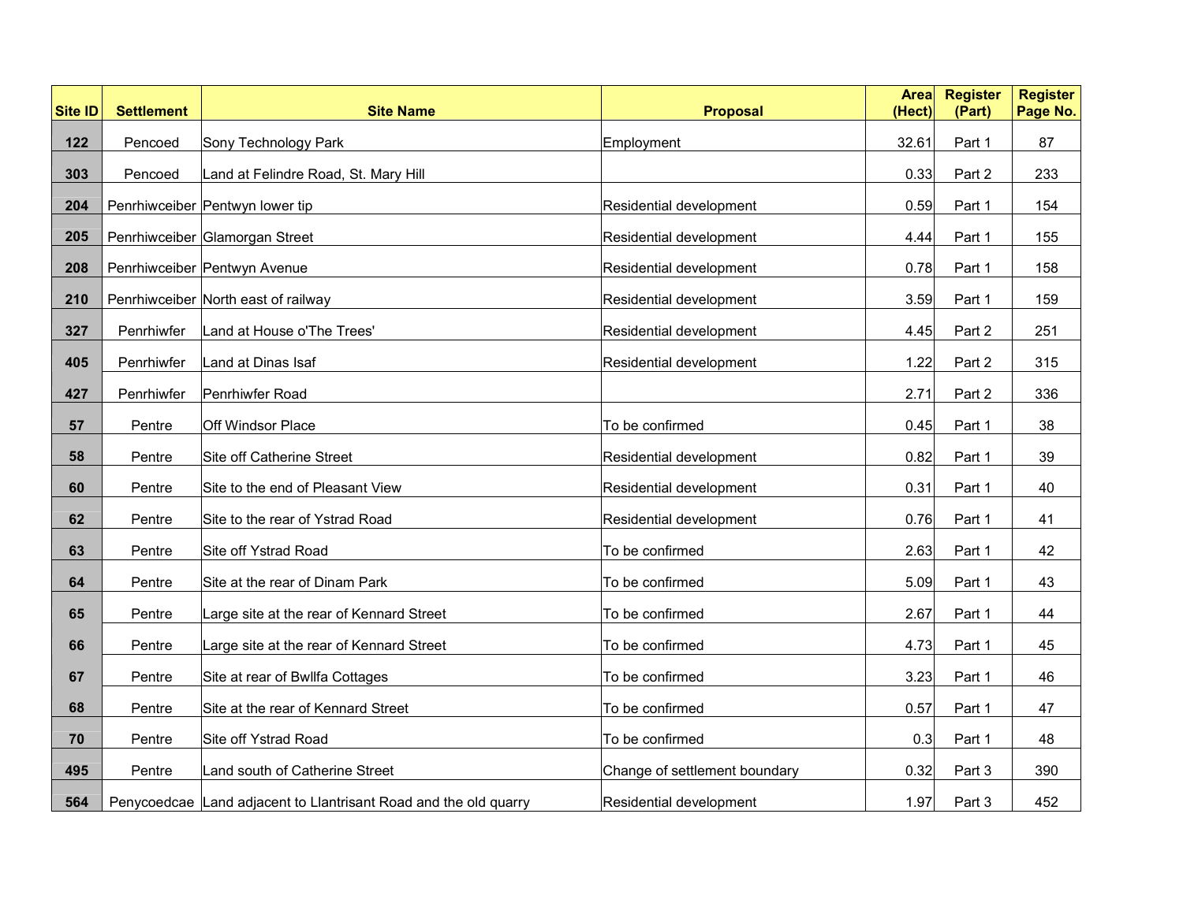| Site ID | Settlement | Site Name | Proposal | Area (Hect) | Register (Part) | Register Page No. |
|---|---|---|---|---|---|---|
| 122 | Pencoed | Sony Technology Park | Employment | 32.61 | Part 1 | 87 |
| 303 | Pencoed | Land at Felindre Road, St. Mary Hill | | 0.33 | Part 2 | 233 |
| 204 | Penrhiwceiber | Pentwyn lower tip | Residential development | 0.59 | Part 1 | 154 |
| 205 | Penrhiwceiber | Glamorgan Street | Residential development | 4.44 | Part 1 | 155 |
| 208 | Penrhiwceiber | Pentwyn Avenue | Residential development | 0.78 | Part 1 | 158 |
| 210 | Penrhiwceiber | North east of railway | Residential development | 3.59 | Part 1 | 159 |
| 327 | Penrhiwfer | Land at House o'The Trees' | Residential development | 4.45 | Part 2 | 251 |
| 405 | Penrhiwfer | Land at Dinas Isaf | Residential development | 1.22 | Part 2 | 315 |
| 427 | Penrhiwfer | Penrhiwfer Road | | 2.71 | Part 2 | 336 |
| 57 | Pentre | Off Windsor Place | To be confirmed | 0.45 | Part 1 | 38 |
| 58 | Pentre | Site off Catherine Street | Residential development | 0.82 | Part 1 | 39 |
| 60 | Pentre | Site to the end of Pleasant View | Residential development | 0.31 | Part 1 | 40 |
| 62 | Pentre | Site to the rear of Ystrad Road | Residential development | 0.76 | Part 1 | 41 |
| 63 | Pentre | Site off Ystrad Road | To be confirmed | 2.63 | Part 1 | 42 |
| 64 | Pentre | Site at the rear of Dinam Park | To be confirmed | 5.09 | Part 1 | 43 |
| 65 | Pentre | Large site at the rear of Kennard Street | To be confirmed | 2.67 | Part 1 | 44 |
| 66 | Pentre | Large site at the rear of Kennard Street | To be confirmed | 4.73 | Part 1 | 45 |
| 67 | Pentre | Site at rear of Bwllfa Cottages | To be confirmed | 3.23 | Part 1 | 46 |
| 68 | Pentre | Site at the rear of Kennard Street | To be confirmed | 0.57 | Part 1 | 47 |
| 70 | Pentre | Site off Ystrad Road | To be confirmed | 0.3 | Part 1 | 48 |
| 495 | Pentre | Land south of Catherine Street | Change of settlement boundary | 0.32 | Part 3 | 390 |
| 564 | Penycoedcae | Land adjacent to Llantrisant Road and the old quarry | Residential development | 1.97 | Part 3 | 452 |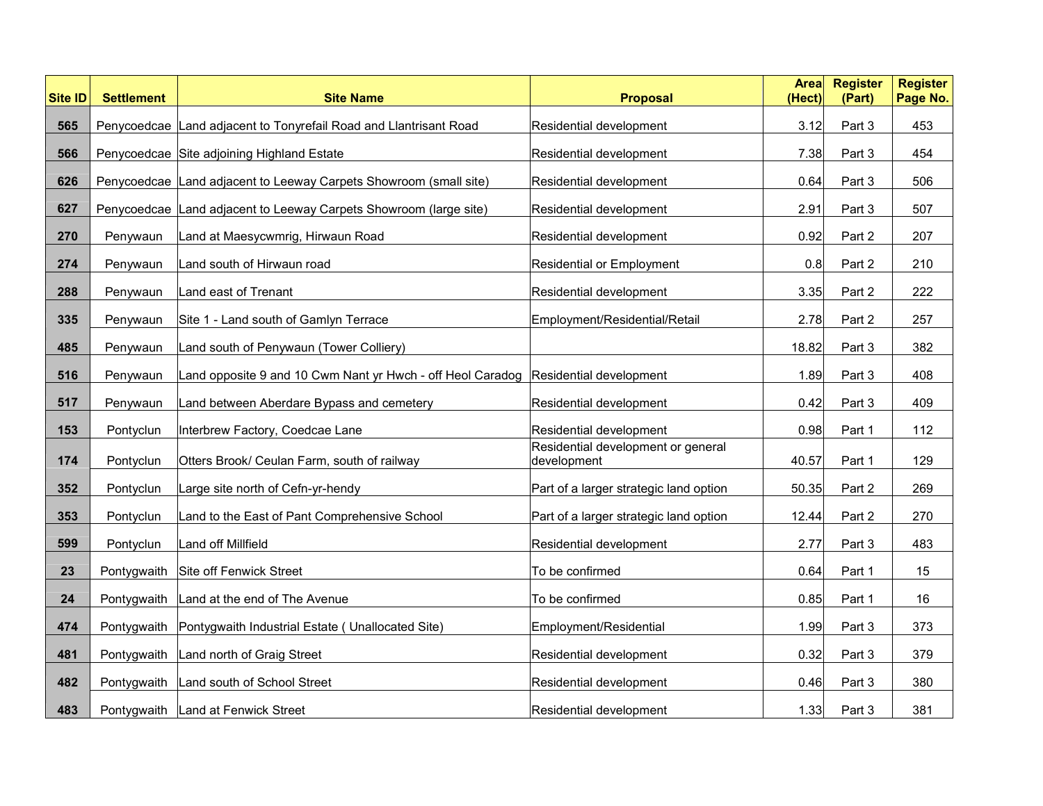| Site ID | Settlement | Site Name | Proposal | Area (Hect) | Register (Part) | Register Page No. |
|---|---|---|---|---|---|---|
| 565 | Penycoedcae | Land adjacent to Tonyrefail Road and Llantrisant Road | Residential development | 3.12 | Part 3 | 453 |
| 566 | Penycoedcae | Site adjoining Highland Estate | Residential development | 7.38 | Part 3 | 454 |
| 626 | Penycoedcae | Land adjacent to Leeway Carpets Showroom (small site) | Residential development | 0.64 | Part 3 | 506 |
| 627 | Penycoedcae | Land adjacent to Leeway Carpets Showroom (large site) | Residential development | 2.91 | Part 3 | 507 |
| 270 | Penywaun | Land at Maesycwmrig, Hirwaun Road | Residential development | 0.92 | Part 2 | 207 |
| 274 | Penywaun | Land south of Hirwaun road | Residential or Employment | 0.8 | Part 2 | 210 |
| 288 | Penywaun | Land east of Trenant | Residential development | 3.35 | Part 2 | 222 |
| 335 | Penywaun | Site 1 - Land south of Gamlyn Terrace | Employment/Residential/Retail | 2.78 | Part 2 | 257 |
| 485 | Penywaun | Land south of Penywaun (Tower Colliery) | | 18.82 | Part 3 | 382 |
| 516 | Penywaun | Land opposite 9 and 10 Cwm Nant yr Hwch - off Heol Caradog | Residential development | 1.89 | Part 3 | 408 |
| 517 | Penywaun | Land between Aberdare Bypass and cemetery | Residential development | 0.42 | Part 3 | 409 |
| 153 | Pontyclun | Interbrew Factory, Coedcae Lane | Residential development | 0.98 | Part 1 | 112 |
| 174 | Pontyclun | Otters Brook/ Ceulan Farm, south of railway | Residential development or general development | 40.57 | Part 1 | 129 |
| 352 | Pontyclun | Large site north of Cefn-yr-hendy | Part of a larger strategic land option | 50.35 | Part 2 | 269 |
| 353 | Pontyclun | Land to the East of Pant Comprehensive School | Part of a larger strategic land option | 12.44 | Part 2 | 270 |
| 599 | Pontyclun | Land off Millfield | Residential development | 2.77 | Part 3 | 483 |
| 23 | Pontygwaith | Site off Fenwick Street | To be confirmed | 0.64 | Part 1 | 15 |
| 24 | Pontygwaith | Land at the end of The Avenue | To be confirmed | 0.85 | Part 1 | 16 |
| 474 | Pontygwaith | Pontygwaith Industrial Estate ( Unallocated Site) | Employment/Residential | 1.99 | Part 3 | 373 |
| 481 | Pontygwaith | Land north of Graig Street | Residential development | 0.32 | Part 3 | 379 |
| 482 | Pontygwaith | Land south of School Street | Residential development | 0.46 | Part 3 | 380 |
| 483 | Pontygwaith | Land at Fenwick Street | Residential development | 1.33 | Part 3 | 381 |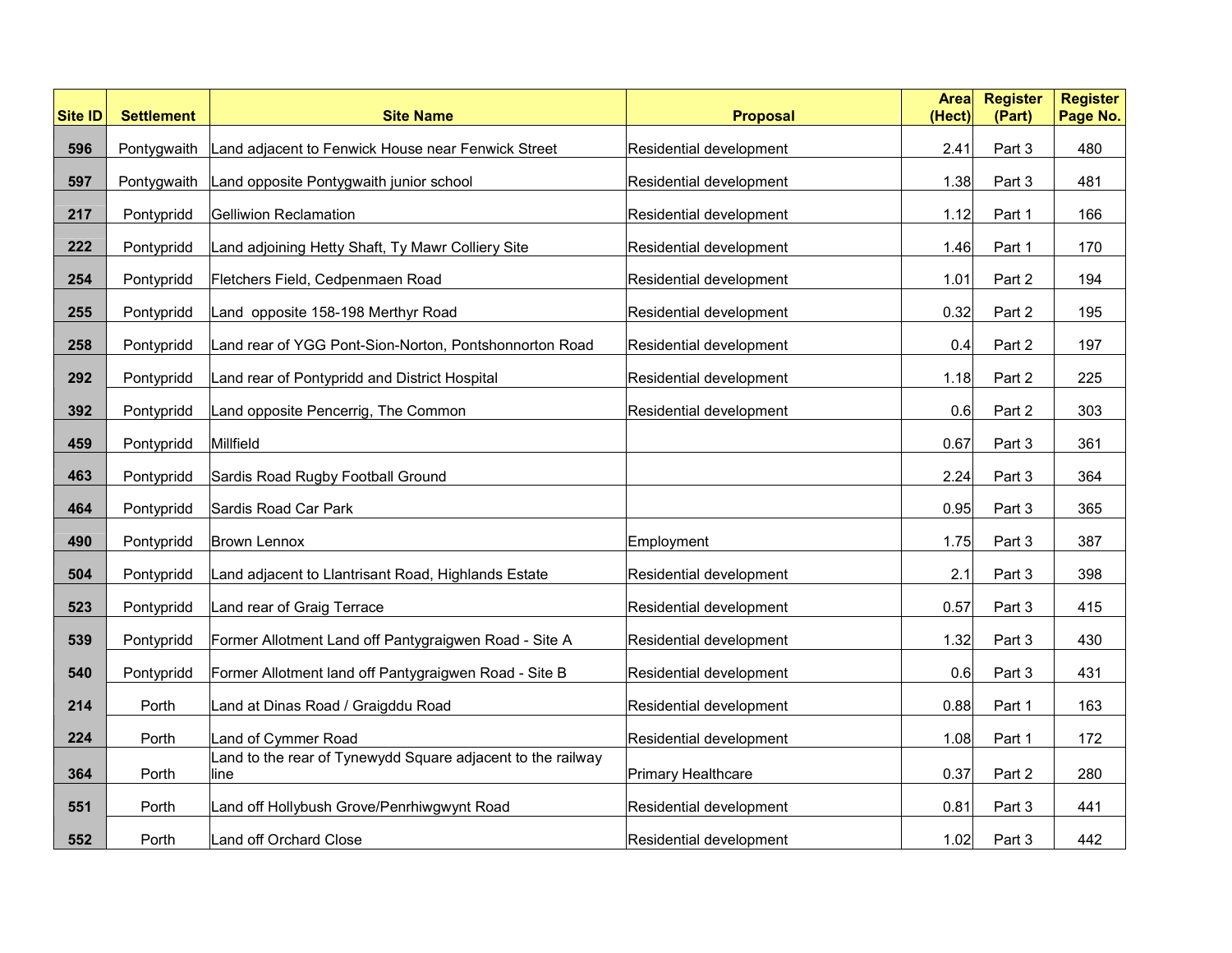| Site ID | Settlement | Site Name | Proposal | Area (Hect) | Register (Part) | Register Page No. |
|---|---|---|---|---|---|---|
| 596 | Pontygwaith | Land adjacent to Fenwick House near Fenwick Street | Residential development | 2.41 | Part 3 | 480 |
| 597 | Pontygwaith | Land opposite Pontygwaith junior school | Residential development | 1.38 | Part 3 | 481 |
| 217 | Pontypridd | Gelliwion Reclamation | Residential development | 1.12 | Part 1 | 166 |
| 222 | Pontypridd | Land adjoining Hetty Shaft, Ty Mawr Colliery Site | Residential development | 1.46 | Part 1 | 170 |
| 254 | Pontypridd | Fletchers Field, Cedpenmaen Road | Residential development | 1.01 | Part 2 | 194 |
| 255 | Pontypridd | Land opposite 158-198 Merthyr Road | Residential development | 0.32 | Part 2 | 195 |
| 258 | Pontypridd | Land rear of YGG Pont-Sion-Norton, Pontshonnorton Road | Residential development | 0.4 | Part 2 | 197 |
| 292 | Pontypridd | Land rear of Pontypridd and District Hospital | Residential development | 1.18 | Part 2 | 225 |
| 392 | Pontypridd | Land opposite Pencerrig, The Common | Residential development | 0.6 | Part 2 | 303 |
| 459 | Pontypridd | Millfield | | 0.67 | Part 3 | 361 |
| 463 | Pontypridd | Sardis Road Rugby Football Ground | | 2.24 | Part 3 | 364 |
| 464 | Pontypridd | Sardis Road Car Park | | 0.95 | Part 3 | 365 |
| 490 | Pontypridd | Brown Lennox | Employment | 1.75 | Part 3 | 387 |
| 504 | Pontypridd | Land adjacent to Llantrisant Road, Highlands Estate | Residential development | 2.1 | Part 3 | 398 |
| 523 | Pontypridd | Land rear of Graig Terrace | Residential development | 0.57 | Part 3 | 415 |
| 539 | Pontypridd | Former Allotment Land off Pantygraigwen Road - Site A | Residential development | 1.32 | Part 3 | 430 |
| 540 | Pontypridd | Former Allotment land off Pantygraigwen Road - Site B | Residential development | 0.6 | Part 3 | 431 |
| 214 | Porth | Land at Dinas Road / Graigddu Road | Residential development | 0.88 | Part 1 | 163 |
| 224 | Porth | Land of Cymmer Road | Residential development | 1.08 | Part 1 | 172 |
| 364 | Porth | Land to the rear of Tynewydd Square adjacent to the railway line | Primary Healthcare | 0.37 | Part 2 | 280 |
| 551 | Porth | Land off Hollybush Grove/Penrhiwgwynt Road | Residential development | 0.81 | Part 3 | 441 |
| 552 | Porth | Land off Orchard Close | Residential development | 1.02 | Part 3 | 442 |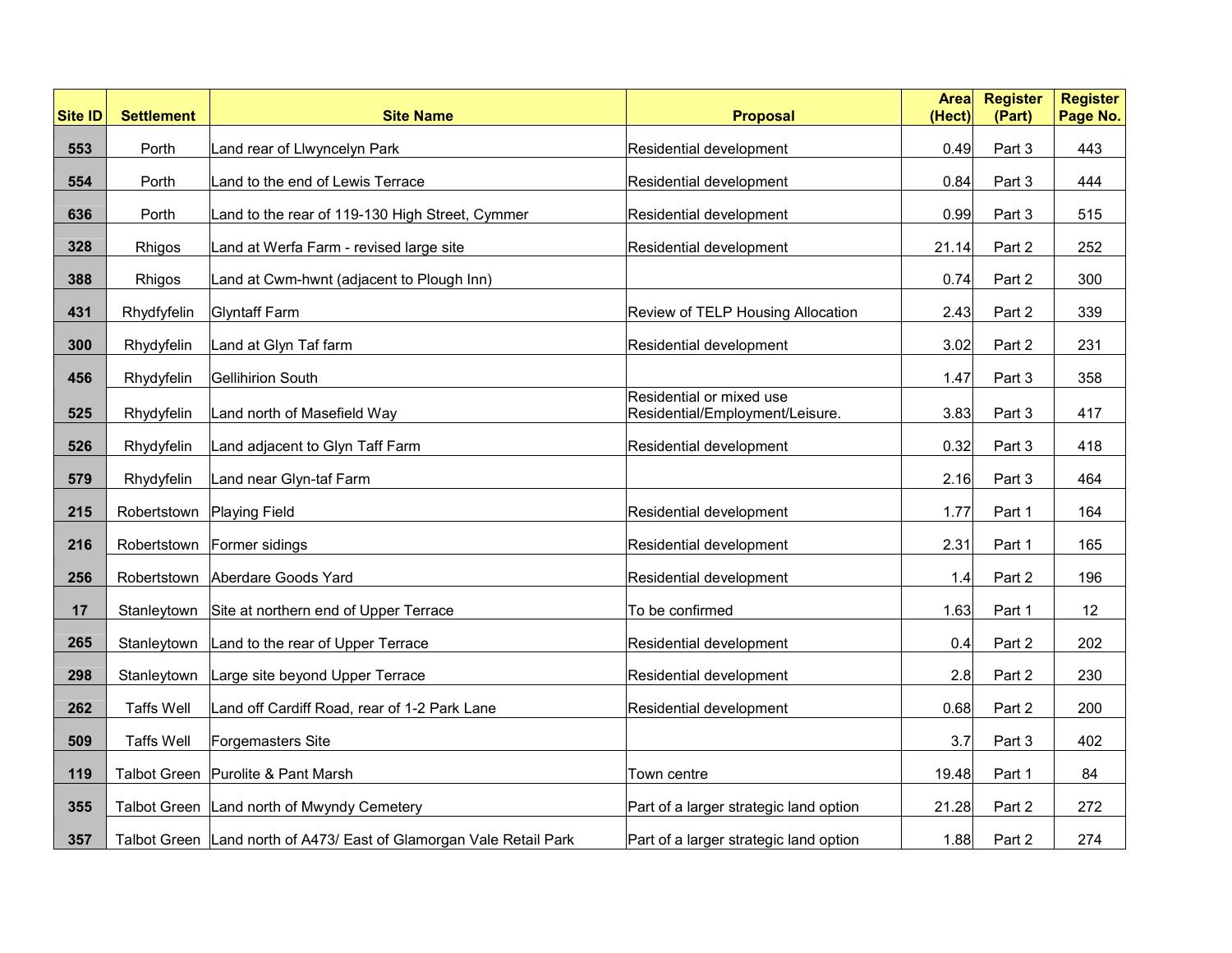| Site ID | Settlement | Site Name | Proposal | Area (Hect) | Register (Part) | Register Page No. |
|---|---|---|---|---|---|---|
| 553 | Porth | Land rear of Llwyncelyn Park | Residential development | 0.49 | Part 3 | 443 |
| 554 | Porth | Land to the end of Lewis Terrace | Residential development | 0.84 | Part 3 | 444 |
| 636 | Porth | Land to the rear of 119-130 High Street, Cymmer | Residential development | 0.99 | Part 3 | 515 |
| 328 | Rhigos | Land at Werfa Farm - revised large site | Residential development | 21.14 | Part 2 | 252 |
| 388 | Rhigos | Land at Cwm-hwnt (adjacent to Plough Inn) | | 0.74 | Part 2 | 300 |
| 431 | Rhydfyfelin | Glyntaff Farm | Review of TELP Housing Allocation | 2.43 | Part 2 | 339 |
| 300 | Rhydyfelin | Land at Glyn Taf farm | Residential development | 3.02 | Part 2 | 231 |
| 456 | Rhydyfelin | Gellihirion South | | 1.47 | Part 3 | 358 |
| 525 | Rhydyfelin | Land north of Masefield Way | Residential or mixed use Residential/Employment/Leisure. | 3.83 | Part 3 | 417 |
| 526 | Rhydyfelin | Land adjacent to Glyn Taff Farm | Residential development | 0.32 | Part 3 | 418 |
| 579 | Rhydyfelin | Land near Glyn-taf Farm | | 2.16 | Part 3 | 464 |
| 215 | Robertstown | Playing Field | Residential development | 1.77 | Part 1 | 164 |
| 216 | Robertstown | Former sidings | Residential development | 2.31 | Part 1 | 165 |
| 256 | Robertstown | Aberdare Goods Yard | Residential development | 1.4 | Part 2 | 196 |
| 17 | Stanleytown | Site at northern end of Upper Terrace | To be confirmed | 1.63 | Part 1 | 12 |
| 265 | Stanleytown | Land to the rear of Upper Terrace | Residential development | 0.4 | Part 2 | 202 |
| 298 | Stanleytown | Large site beyond Upper Terrace | Residential development | 2.8 | Part 2 | 230 |
| 262 | Taffs Well | Land off Cardiff Road, rear of 1-2 Park Lane | Residential development | 0.68 | Part 2 | 200 |
| 509 | Taffs Well | Forgemasters Site | | 3.7 | Part 3 | 402 |
| 119 | Talbot Green | Purolite & Pant Marsh | Town centre | 19.48 | Part 1 | 84 |
| 355 | Talbot Green | Land north of Mwyndy Cemetery | Part of a larger strategic land option | 21.28 | Part 2 | 272 |
| 357 | Talbot Green | Land north of A473/ East of Glamorgan Vale Retail Park | Part of a larger strategic land option | 1.88 | Part 2 | 274 |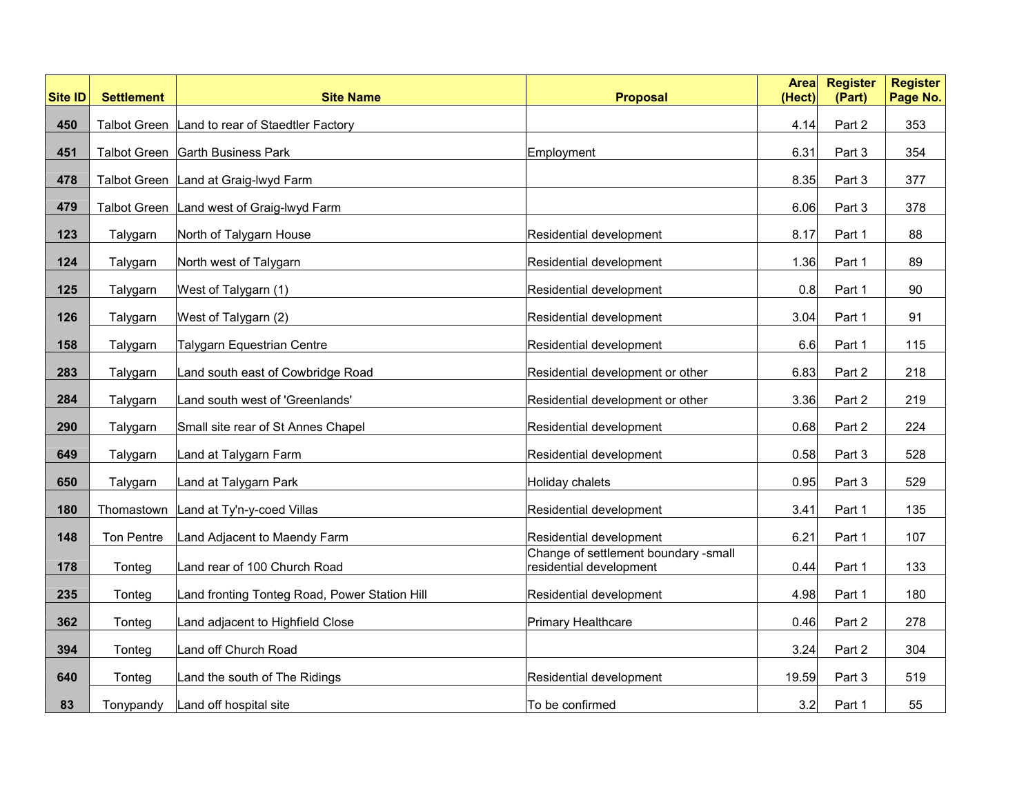| Site ID | Settlement | Site Name | Proposal | Area (Hect) | Register (Part) | Register Page No. |
|---|---|---|---|---|---|---|
| 450 | Talbot Green | Land to rear of Staedtler Factory | | 4.14 | Part 2 | 353 |
| 451 | Talbot Green | Garth Business Park | Employment | 6.31 | Part 3 | 354 |
| 478 | Talbot Green | Land at Graig-lwyd Farm | | 8.35 | Part 3 | 377 |
| 479 | Talbot Green | Land west of Graig-lwyd Farm | | 6.06 | Part 3 | 378 |
| 123 | Talygarn | North of Talygarn House | Residential development | 8.17 | Part 1 | 88 |
| 124 | Talygarn | North west of Talygarn | Residential development | 1.36 | Part 1 | 89 |
| 125 | Talygarn | West of Talygarn (1) | Residential development | 0.8 | Part 1 | 90 |
| 126 | Talygarn | West of Talygarn (2) | Residential development | 3.04 | Part 1 | 91 |
| 158 | Talygarn | Talygarn Equestrian Centre | Residential development | 6.6 | Part 1 | 115 |
| 283 | Talygarn | Land south east of Cowbridge Road | Residential development or other | 6.83 | Part 2 | 218 |
| 284 | Talygarn | Land south west of 'Greenlands' | Residential development or other | 3.36 | Part 2 | 219 |
| 290 | Talygarn | Small site rear of St Annes Chapel | Residential development | 0.68 | Part 2 | 224 |
| 649 | Talygarn | Land at Talygarn Farm | Residential development | 0.58 | Part 3 | 528 |
| 650 | Talygarn | Land at Talygarn Park | Holiday chalets | 0.95 | Part 3 | 529 |
| 180 | Thomastown | Land at Ty'n-y-coed Villas | Residential development | 3.41 | Part 1 | 135 |
| 148 | Ton Pentre | Land Adjacent to Maendy Farm | Residential development | 6.21 | Part 1 | 107 |
| 178 | Tonteg | Land rear of 100 Church Road | Change of settlement boundary -small residential development | 0.44 | Part 1 | 133 |
| 235 | Tonteg | Land fronting Tonteg Road, Power Station Hill | Residential development | 4.98 | Part 1 | 180 |
| 362 | Tonteg | Land adjacent to Highfield Close | Primary Healthcare | 0.46 | Part 2 | 278 |
| 394 | Tonteg | Land off Church Road | | 3.24 | Part 2 | 304 |
| 640 | Tonteg | Land the south of The Ridings | Residential development | 19.59 | Part 3 | 519 |
| 83 | Tonypandy | Land off hospital site | To be confirmed | 3.2 | Part 1 | 55 |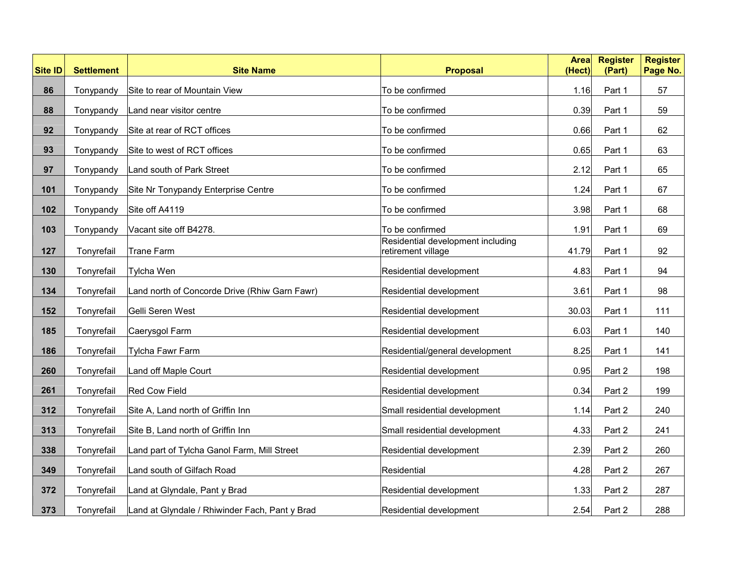| Site ID | Settlement | Site Name | Proposal | Area (Hect) | Register (Part) | Register Page No. |
|---|---|---|---|---|---|---|
| 86 | Tonypandy | Site to rear of Mountain View | To be confirmed | 1.16 | Part 1 | 57 |
| 88 | Tonypandy | Land near visitor centre | To be confirmed | 0.39 | Part 1 | 59 |
| 92 | Tonypandy | Site at rear of RCT offices | To be confirmed | 0.66 | Part 1 | 62 |
| 93 | Tonypandy | Site to west of RCT offices | To be confirmed | 0.65 | Part 1 | 63 |
| 97 | Tonypandy | Land south of Park Street | To be confirmed | 2.12 | Part 1 | 65 |
| 101 | Tonypandy | Site Nr Tonypandy Enterprise Centre | To be confirmed | 1.24 | Part 1 | 67 |
| 102 | Tonypandy | Site off A4119 | To be confirmed | 3.98 | Part 1 | 68 |
| 103 | Tonypandy | Vacant site off B4278. | To be confirmed | 1.91 | Part 1 | 69 |
| 127 | Tonyrefail | Trane Farm | Residential development including retirement village | 41.79 | Part 1 | 92 |
| 130 | Tonyrefail | Tylcha Wen | Residential development | 4.83 | Part 1 | 94 |
| 134 | Tonyrefail | Land north of Concorde Drive (Rhiw Garn Fawr) | Residential development | 3.61 | Part 1 | 98 |
| 152 | Tonyrefail | Gelli Seren West | Residential development | 30.03 | Part 1 | 111 |
| 185 | Tonyrefail | Caerysgol Farm | Residential development | 6.03 | Part 1 | 140 |
| 186 | Tonyrefail | Tylcha Fawr Farm | Residential/general development | 8.25 | Part 1 | 141 |
| 260 | Tonyrefail | Land off Maple Court | Residential development | 0.95 | Part 2 | 198 |
| 261 | Tonyrefail | Red Cow Field | Residential development | 0.34 | Part 2 | 199 |
| 312 | Tonyrefail | Site A, Land north of Griffin Inn | Small residential development | 1.14 | Part 2 | 240 |
| 313 | Tonyrefail | Site B, Land north of Griffin Inn | Small residential development | 4.33 | Part 2 | 241 |
| 338 | Tonyrefail | Land part of Tylcha Ganol Farm, Mill Street | Residential development | 2.39 | Part 2 | 260 |
| 349 | Tonyrefail | Land south of Gilfach Road | Residential | 4.28 | Part 2 | 267 |
| 372 | Tonyrefail | Land at Glyndale, Pant y Brad | Residential development | 1.33 | Part 2 | 287 |
| 373 | Tonyrefail | Land at Glyndale / Rhiwinder Fach, Pant y Brad | Residential development | 2.54 | Part 2 | 288 |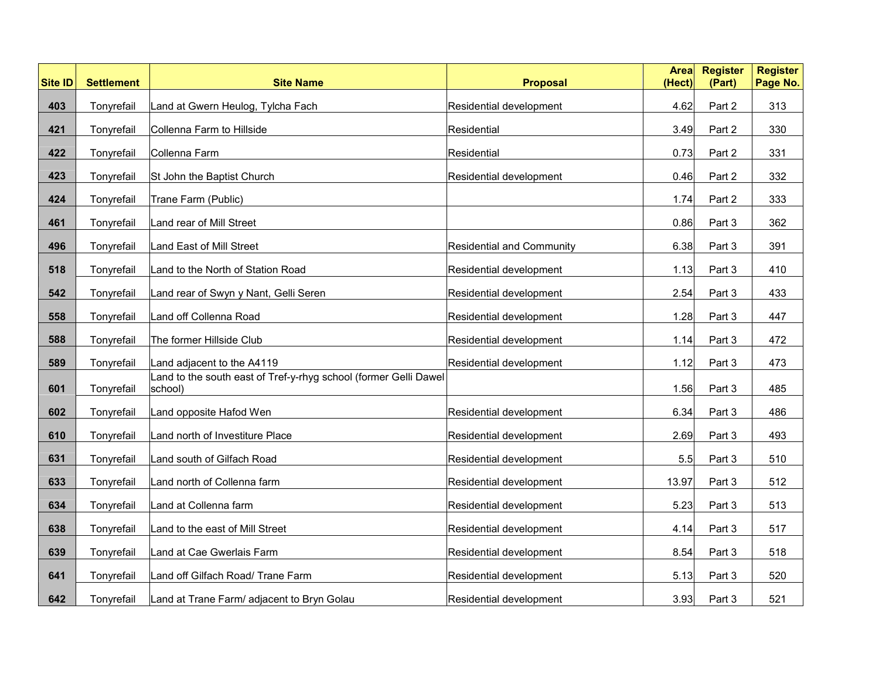| Site ID | Settlement | Site Name | Proposal | Area (Hect) | Register (Part) | Register Page No. |
|---|---|---|---|---|---|---|
| 403 | Tonyrefail | Land at Gwern Heulog, Tylcha Fach | Residential development | 4.62 | Part 2 | 313 |
| 421 | Tonyrefail | Collenna Farm to Hillside | Residential | 3.49 | Part 2 | 330 |
| 422 | Tonyrefail | Collenna Farm | Residential | 0.73 | Part 2 | 331 |
| 423 | Tonyrefail | St John the Baptist Church | Residential development | 0.46 | Part 2 | 332 |
| 424 | Tonyrefail | Trane Farm (Public) | | 1.74 | Part 2 | 333 |
| 461 | Tonyrefail | Land rear of Mill Street | | 0.86 | Part 3 | 362 |
| 496 | Tonyrefail | Land East of Mill Street | Residential and Community | 6.38 | Part 3 | 391 |
| 518 | Tonyrefail | Land to the North of Station Road | Residential development | 1.13 | Part 3 | 410 |
| 542 | Tonyrefail | Land rear of Swyn y Nant, Gelli Seren | Residential development | 2.54 | Part 3 | 433 |
| 558 | Tonyrefail | Land off Collenna Road | Residential development | 1.28 | Part 3 | 447 |
| 588 | Tonyrefail | The former Hillside Club | Residential development | 1.14 | Part 3 | 472 |
| 589 | Tonyrefail | Land adjacent to the A4119 | Residential development | 1.12 | Part 3 | 473 |
| 601 | Tonyrefail | Land to the south east of Tref-y-rhyg school (former Gelli Dawel school) | | 1.56 | Part 3 | 485 |
| 602 | Tonyrefail | Land opposite Hafod Wen | Residential development | 6.34 | Part 3 | 486 |
| 610 | Tonyrefail | Land north of Investiture Place | Residential development | 2.69 | Part 3 | 493 |
| 631 | Tonyrefail | Land south of Gilfach Road | Residential development | 5.5 | Part 3 | 510 |
| 633 | Tonyrefail | Land north of Collenna farm | Residential development | 13.97 | Part 3 | 512 |
| 634 | Tonyrefail | Land at Collenna farm | Residential development | 5.23 | Part 3 | 513 |
| 638 | Tonyrefail | Land to the east of Mill Street | Residential development | 4.14 | Part 3 | 517 |
| 639 | Tonyrefail | Land at Cae Gwerlais Farm | Residential development | 8.54 | Part 3 | 518 |
| 641 | Tonyrefail | Land off Gilfach Road/ Trane Farm | Residential development | 5.13 | Part 3 | 520 |
| 642 | Tonyrefail | Land at Trane Farm/ adjacent to Bryn Golau | Residential development | 3.93 | Part 3 | 521 |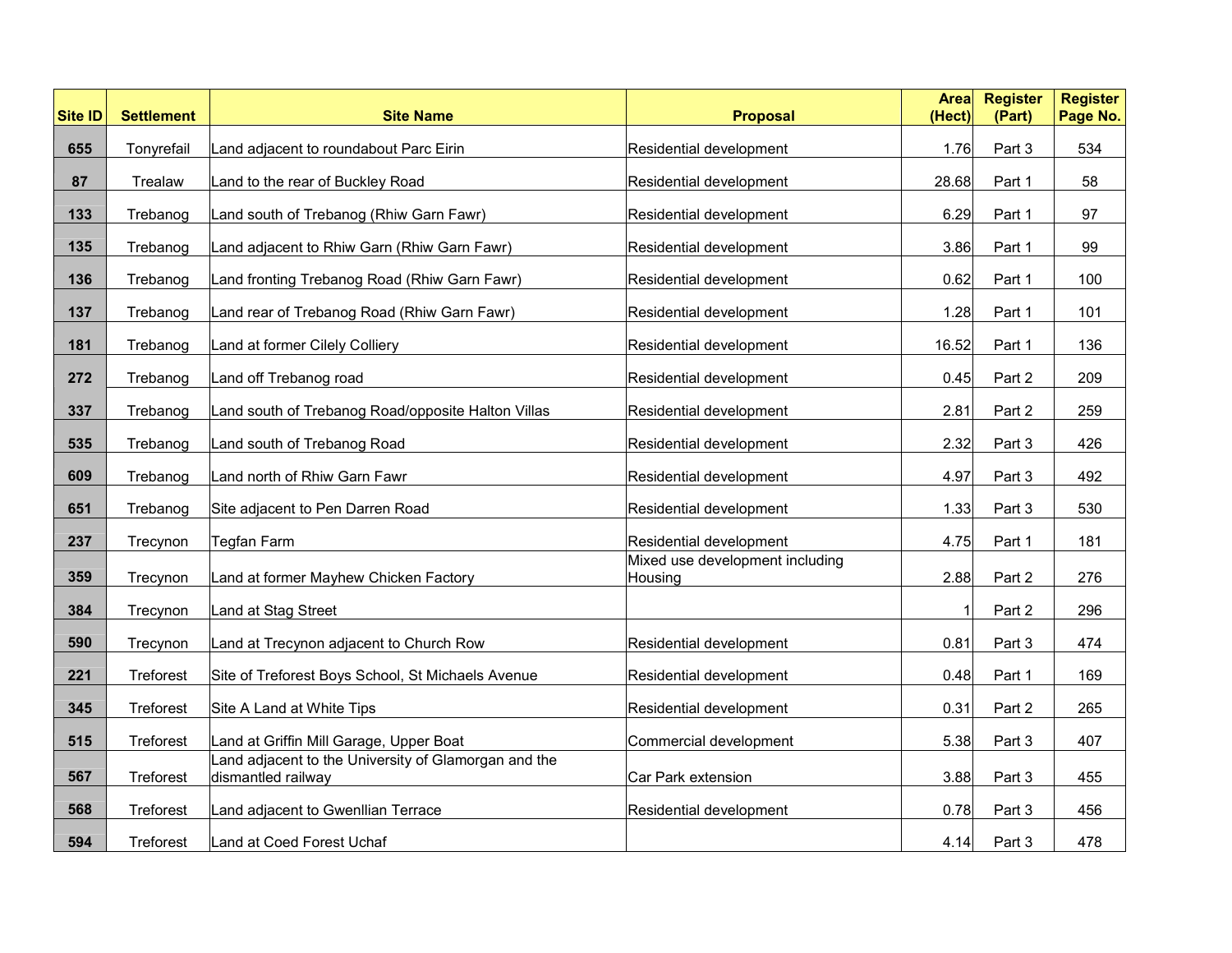| Site ID | Settlement | Site Name | Proposal | Area (Hect) | Register (Part) | Register Page No. |
|---|---|---|---|---|---|---|
| 655 | Tonyrefail | Land adjacent to roundabout Parc Eirin | Residential development | 1.76 | Part 3 | 534 |
| 87 | Trealaw | Land to the rear of Buckley Road | Residential development | 28.68 | Part 1 | 58 |
| 133 | Trebanog | Land south of Trebanog (Rhiw Garn Fawr) | Residential development | 6.29 | Part 1 | 97 |
| 135 | Trebanog | Land adjacent to Rhiw Garn (Rhiw Garn Fawr) | Residential development | 3.86 | Part 1 | 99 |
| 136 | Trebanog | Land fronting Trebanog Road (Rhiw Garn Fawr) | Residential development | 0.62 | Part 1 | 100 |
| 137 | Trebanog | Land rear of Trebanog Road (Rhiw Garn Fawr) | Residential development | 1.28 | Part 1 | 101 |
| 181 | Trebanog | Land at former Cilely Colliery | Residential development | 16.52 | Part 1 | 136 |
| 272 | Trebanog | Land off Trebanog road | Residential development | 0.45 | Part 2 | 209 |
| 337 | Trebanog | Land south of Trebanog Road/opposite Halton Villas | Residential development | 2.81 | Part 2 | 259 |
| 535 | Trebanog | Land south of Trebanog Road | Residential development | 2.32 | Part 3 | 426 |
| 609 | Trebanog | Land north of Rhiw Garn Fawr | Residential development | 4.97 | Part 3 | 492 |
| 651 | Trebanog | Site adjacent to Pen Darren Road | Residential development | 1.33 | Part 3 | 530 |
| 237 | Trecynon | Tegfan Farm | Residential development | 4.75 | Part 1 | 181 |
| 359 | Trecynon | Land at former Mayhew Chicken Factory | Mixed use development including Housing | 2.88 | Part 2 | 276 |
| 384 | Trecynon | Land at Stag Street | | 1 | Part 2 | 296 |
| 590 | Trecynon | Land at Trecynon adjacent to Church Row | Residential development | 0.81 | Part 3 | 474 |
| 221 | Treforest | Site of Treforest Boys School, St Michaels Avenue | Residential development | 0.48 | Part 1 | 169 |
| 345 | Treforest | Site A Land at White Tips | Residential development | 0.31 | Part 2 | 265 |
| 515 | Treforest | Land at Griffin Mill Garage, Upper Boat | Commercial development | 5.38 | Part 3 | 407 |
| 567 | Treforest | Land adjacent to the University of Glamorgan and the dismantled railway | Car Park extension | 3.88 | Part 3 | 455 |
| 568 | Treforest | Land adjacent to Gwenllian Terrace | Residential development | 0.78 | Part 3 | 456 |
| 594 | Treforest | Land at Coed Forest Uchaf | | 4.14 | Part 3 | 478 |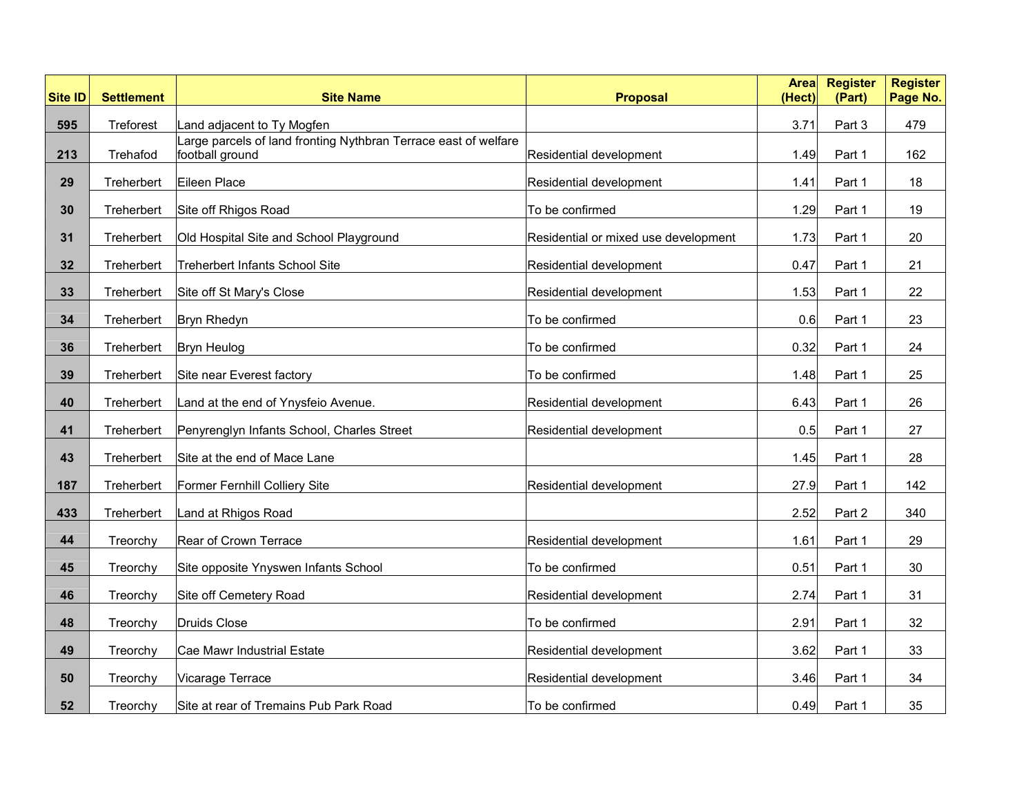| Site ID | Settlement | Site Name | Proposal | Area (Hect) | Register (Part) | Register Page No. |
|---|---|---|---|---|---|---|
| 595 | Treforest | Land adjacent to Ty Mogfen | | 3.71 | Part 3 | 479 |
| 213 | Trehafod | Large parcels of land fronting Nythbran Terrace east of welfare football ground | Residential development | 1.49 | Part 1 | 162 |
| 29 | Treherbert | Eileen Place | Residential development | 1.41 | Part 1 | 18 |
| 30 | Treherbert | Site off Rhigos Road | To be confirmed | 1.29 | Part 1 | 19 |
| 31 | Treherbert | Old Hospital Site and School Playground | Residential or mixed use development | 1.73 | Part 1 | 20 |
| 32 | Treherbert | Treherbert Infants School Site | Residential development | 0.47 | Part 1 | 21 |
| 33 | Treherbert | Site off St Mary's Close | Residential development | 1.53 | Part 1 | 22 |
| 34 | Treherbert | Bryn Rhedyn | To be confirmed | 0.6 | Part 1 | 23 |
| 36 | Treherbert | Bryn Heulog | To be confirmed | 0.32 | Part 1 | 24 |
| 39 | Treherbert | Site near Everest factory | To be confirmed | 1.48 | Part 1 | 25 |
| 40 | Treherbert | Land at the end of Ynysfeio Avenue. | Residential development | 6.43 | Part 1 | 26 |
| 41 | Treherbert | Penyrenglyn Infants School, Charles Street | Residential development | 0.5 | Part 1 | 27 |
| 43 | Treherbert | Site at the end of Mace Lane | | 1.45 | Part 1 | 28 |
| 187 | Treherbert | Former Fernhill Colliery Site | Residential development | 27.9 | Part 1 | 142 |
| 433 | Treherbert | Land at Rhigos Road | | 2.52 | Part 2 | 340 |
| 44 | Treorchy | Rear of Crown Terrace | Residential development | 1.61 | Part 1 | 29 |
| 45 | Treorchy | Site opposite Ynyswen Infants School | To be confirmed | 0.51 | Part 1 | 30 |
| 46 | Treorchy | Site off Cemetery Road | Residential development | 2.74 | Part 1 | 31 |
| 48 | Treorchy | Druids Close | To be confirmed | 2.91 | Part 1 | 32 |
| 49 | Treorchy | Cae Mawr Industrial Estate | Residential development | 3.62 | Part 1 | 33 |
| 50 | Treorchy | Vicarage Terrace | Residential development | 3.46 | Part 1 | 34 |
| 52 | Treorchy | Site at rear of Tremains Pub Park Road | To be confirmed | 0.49 | Part 1 | 35 |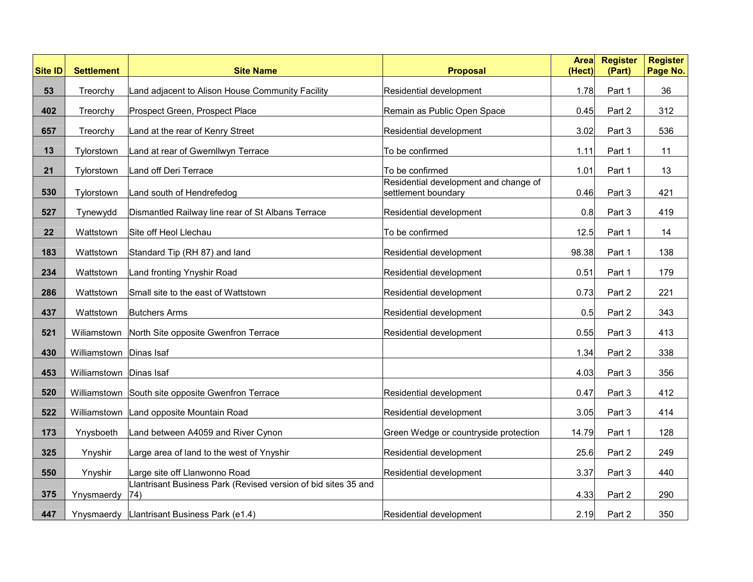| Site ID | Settlement | Site Name | Proposal | Area (Hect) | Register (Part) | Register Page No. |
|---|---|---|---|---|---|---|
| 53 | Treorchy | Land adjacent to Alison House Community Facility | Residential development | 1.78 | Part 1 | 36 |
| 402 | Treorchy | Prospect Green, Prospect Place | Remain as Public Open Space | 0.45 | Part 2 | 312 |
| 657 | Treorchy | Land at the rear of Kenry Street | Residential development | 3.02 | Part 3 | 536 |
| 13 | Tylorstown | Land at rear of Gwernllwyn Terrace | To be confirmed | 1.11 | Part 1 | 11 |
| 21 | Tylorstown | Land off Deri Terrace | To be confirmed | 1.01 | Part 1 | 13 |
| 530 | Tylorstown | Land south of Hendrefedog | Residential development and change of settlement boundary | 0.46 | Part 3 | 421 |
| 527 | Tynewydd | Dismantled Railway line rear of St Albans Terrace | Residential development | 0.8 | Part 3 | 419 |
| 22 | Wattstown | Site off Heol Llechau | To be confirmed | 12.5 | Part 1 | 14 |
| 183 | Wattstown | Standard Tip (RH 87) and land | Residential development | 98.38 | Part 1 | 138 |
| 234 | Wattstown | Land fronting Ynyshir Road | Residential development | 0.51 | Part 1 | 179 |
| 286 | Wattstown | Small site to the east of Wattstown | Residential development | 0.73 | Part 2 | 221 |
| 437 | Wattstown | Butchers Arms | Residential development | 0.5 | Part 2 | 343 |
| 521 | Wiliamstown | North Site opposite Gwenfron Terrace | Residential development | 0.55 | Part 3 | 413 |
| 430 | Williamstown | Dinas Isaf | | 1.34 | Part 2 | 338 |
| 453 | Williamstown | Dinas Isaf | | 4.03 | Part 3 | 356 |
| 520 | Williamstown | South site opposite Gwenfron Terrace | Residential development | 0.47 | Part 3 | 412 |
| 522 | Williamstown | Land opposite Mountain Road | Residential development | 3.05 | Part 3 | 414 |
| 173 | Ynysboeth | Land between A4059 and River Cynon | Green Wedge or countryside protection | 14.79 | Part 1 | 128 |
| 325 | Ynyshir | Large area of land to the west of Ynyshir | Residential development | 25.6 | Part 2 | 249 |
| 550 | Ynyshir | Large site off Llanwonno Road | Residential development | 3.37 | Part 3 | 440 |
| 375 | Ynysmaerdy | Llantrisant Business Park (Revised version of bid sites 35 and 74) | | 4.33 | Part 2 | 290 |
| 447 | Ynysmaerdy | Llantrisant Business Park (e1.4) | Residential development | 2.19 | Part 2 | 350 |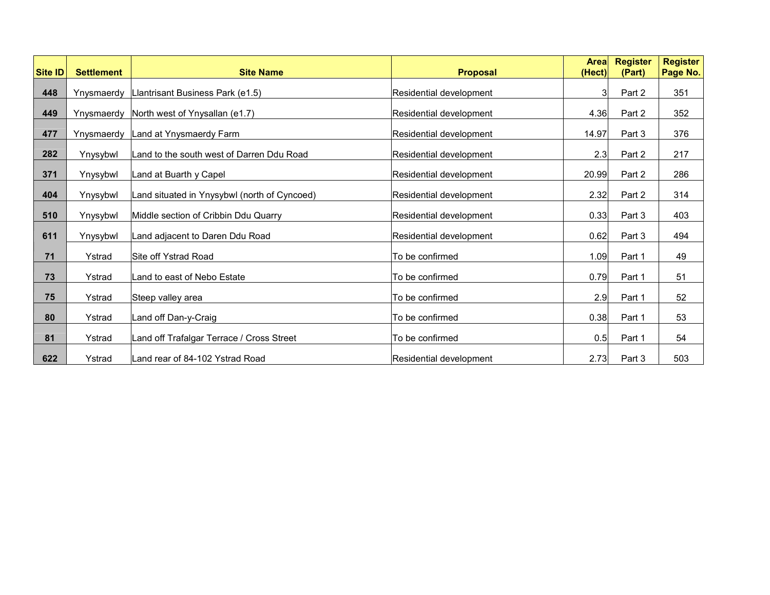| Site ID | Settlement | Site Name | Proposal | Area (Hect) | Register (Part) | Register Page No. |
|---|---|---|---|---|---|---|
| 448 | Ynysmaerdy | Llantrisant Business Park (e1.5) | Residential development | 3 | Part 2 | 351 |
| 449 | Ynysmaerdy | North west of Ynysallan (e1.7) | Residential development | 4.36 | Part 2 | 352 |
| 477 | Ynysmaerdy | Land at Ynysmaerdy Farm | Residential development | 14.97 | Part 3 | 376 |
| 282 | Ynysybwl | Land to the south west of Darren Ddu Road | Residential development | 2.3 | Part 2 | 217 |
| 371 | Ynysybwl | Land at Buarth y Capel | Residential development | 20.99 | Part 2 | 286 |
| 404 | Ynysybwl | Land situated in Ynysybwl (north of Cyncoed) | Residential development | 2.32 | Part 2 | 314 |
| 510 | Ynysybwl | Middle section of Cribbin Ddu Quarry | Residential development | 0.33 | Part 3 | 403 |
| 611 | Ynysybwl | Land adjacent to Daren Ddu Road | Residential development | 0.62 | Part 3 | 494 |
| 71 | Ystrad | Site off Ystrad Road | To be confirmed | 1.09 | Part 1 | 49 |
| 73 | Ystrad | Land to east of Nebo Estate | To be confirmed | 0.79 | Part 1 | 51 |
| 75 | Ystrad | Steep valley area | To be confirmed | 2.9 | Part 1 | 52 |
| 80 | Ystrad | Land off Dan-y-Craig | To be confirmed | 0.38 | Part 1 | 53 |
| 81 | Ystrad | Land off Trafalgar Terrace / Cross Street | To be confirmed | 0.5 | Part 1 | 54 |
| 622 | Ystrad | Land rear of 84-102 Ystrad Road | Residential development | 2.73 | Part 3 | 503 |